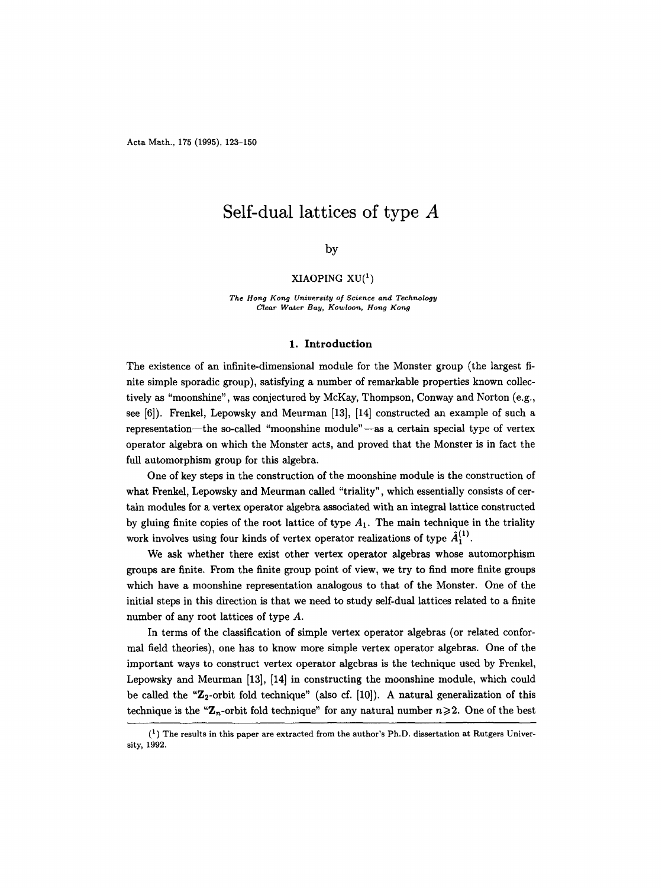# Self-dual lattices of type $A$

by

XIAOPING XU[1]

*The Hong Kong University of Science and Technology*
*Clear Water Bay, Kowloon, Hong Kong*

## 1. Introduction

The existence of an infinite-dimensional module for the Monster group (the largest finite simple sporadic group), satisfying a number of remarkable properties known collectively as "moonshine", was conjectured by McKay, Thompson, Conway and Norton (e.g., see [6]). Frenkel, Lepowsky and Meurman [13], [14] constructed an example of such a representation—the so-called "moonshine module"—as a certain special type of vertex operator algebra on which the Monster acts, and proved that the Monster is in fact the full automorphism group for this algebra.

One of key steps in the construction of the moonshine module is the construction of what Frenkel, Lepowsky and Meurman called "triality", which essentially consists of certain modules for a vertex operator algebra associated with an integral lattice constructed by gluing finite copies of the root lattice of type $A_1$. The main technique in the triality work involves using four kinds of vertex operator realizations of type $\hat{A}_1^{(1)}$.

We ask whether there exist other vertex operator algebras whose automorphism groups are finite. From the finite group point of view, we try to find more finite groups which have a moonshine representation analogous to that of the Monster. One of the initial steps in this direction is that we need to study self-dual lattices related to a finite number of any root lattices of type $A$.

In terms of the classification of simple vertex operator algebras (or related conformal field theories), one has to know more simple vertex operator algebras. One of the important ways to construct vertex operator algebras is the technique used by Frenkel, Lepowsky and Meurman [13], [14] in constructing the moonshine module, which could be called the "$\mathbf{Z}_2$-orbit fold technique" (also cf. [10]). A natural generalization of this technique is the "$\mathbf{Z}_n$-orbit fold technique" for any natural number $n \geqslant 2$. One of the best

---

[1] The results in this paper are extracted from the author's Ph.D. dissertation at Rutgers University, 1992.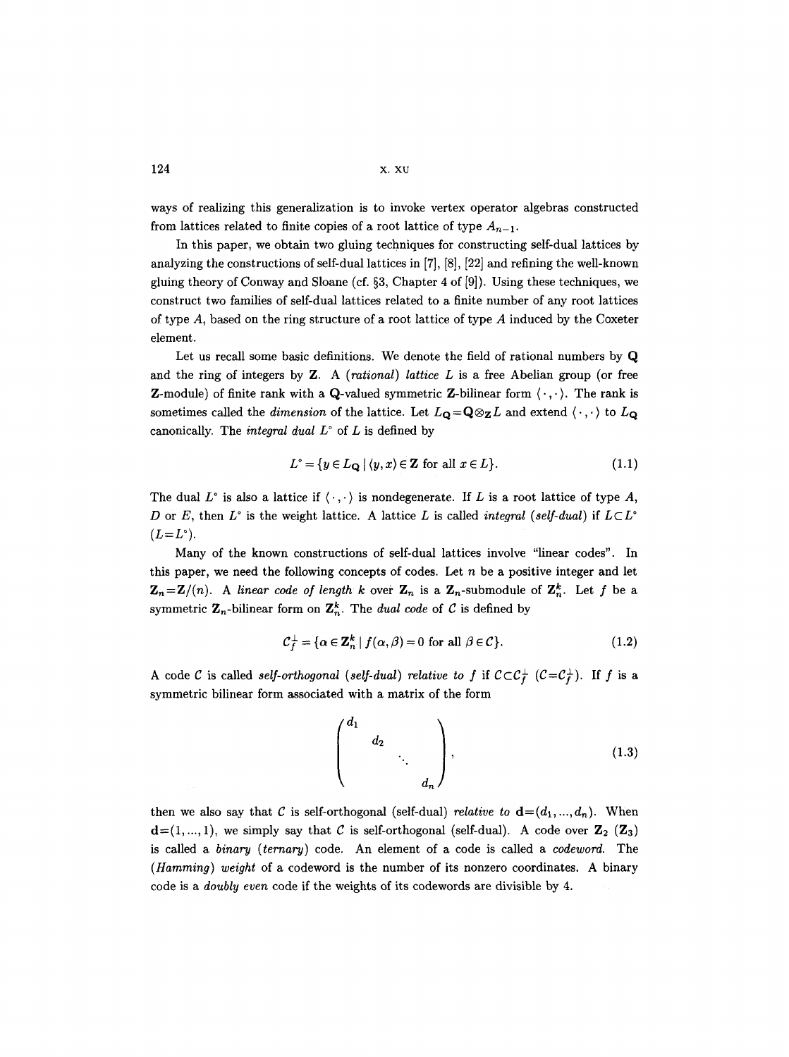ways of realizing this generalization is to invoke vertex operator algebras constructed from lattices related to finite copies of a root lattice of type $A_{n-1}$.

In this paper, we obtain two gluing techniques for constructing self-dual lattices by analyzing the constructions of self-dual lattices in [7], [8], [22] and refining the well-known gluing theory of Conway and Sloane (cf. §3, Chapter 4 of [9]). Using these techniques, we construct two families of self-dual lattices related to a finite number of any root lattices of type $A$, based on the ring structure of a root lattice of type $A$ induced by the Coxeter element.

Let us recall some basic definitions. We denote the field of rational numbers by $\mathbf{Q}$ and the ring of integers by $\mathbf{Z}$. A *(rational) lattice* $L$ is a free Abelian group (or free $\mathbf{Z}$-module) of finite rank with a $\mathbf{Q}$-valued symmetric $\mathbf{Z}$-bilinear form $\langle \cdot, \cdot \rangle$. The rank is sometimes called the *dimension* of the lattice. Let $L_{\mathbf{Q}} = \mathbf{Q} \otimes_{\mathbf{Z}} L$ and extend $\langle \cdot, \cdot \rangle$ to $L_{\mathbf{Q}}$ canonically. The *integral dual* $L^\circ$ of $L$ is defined by

$$L^\circ = \{ y \in L_{\mathbf{Q}} \mid \langle y, x \rangle \in \mathbf{Z} \text{ for all } x \in L \}. \tag{1.1}$$

The dual $L^\circ$ is also a lattice if $\langle \cdot, \cdot \rangle$ is nondegenerate. If $L$ is a root lattice of type $A$, $D$ or $E$, then $L^\circ$ is the weight lattice. A lattice $L$ is called *integral (self-dual)* if $L \subset L^\circ$ $(L = L^\circ)$.

Many of the known constructions of self-dual lattices involve "linear codes". In this paper, we need the following concepts of codes. Let $n$ be a positive integer and let $\mathbf{Z}_n = \mathbf{Z}/(n)$. A *linear code of length* $k$ over $\mathbf{Z}_n$ is a $\mathbf{Z}_n$-submodule of $\mathbf{Z}_n^k$. Let $f$ be a symmetric $\mathbf{Z}_n$-bilinear form on $\mathbf{Z}_n^k$. The *dual code* of $\mathcal{C}$ is defined by

$$\mathcal{C}_f^\perp = \{ \alpha \in \mathbf{Z}_n^k \mid f(\alpha, \beta) = 0 \text{ for all } \beta \in \mathcal{C} \}. \tag{1.2}$$

A code $\mathcal{C}$ is called *self-orthogonal (self-dual) relative to* $f$ if $\mathcal{C} \subset \mathcal{C}_f^\perp$ $(\mathcal{C} = \mathcal{C}_f^\perp)$. If $f$ is a symmetric bilinear form associated with a matrix of the form

$$\begin{pmatrix} d_1 & & & \\ & d_2 & & \\ & & \ddots & \\ & & & d_n \end{pmatrix}, \tag{1.3}$$

then we also say that $\mathcal{C}$ is self-orthogonal (self-dual) *relative to* $\mathbf{d} = (d_1, \ldots, d_n)$. When $\mathbf{d} = (1, \ldots, 1)$, we simply say that $\mathcal{C}$ is self-orthogonal (self-dual). A code over $\mathbf{Z}_2$ ($\mathbf{Z}_3$) is called a *binary (ternary)* code. An element of a code is called a *codeword*. The *(Hamming) weight* of a codeword is the number of its nonzero coordinates. A binary code is a *doubly even* code if the weights of its codewords are divisible by 4.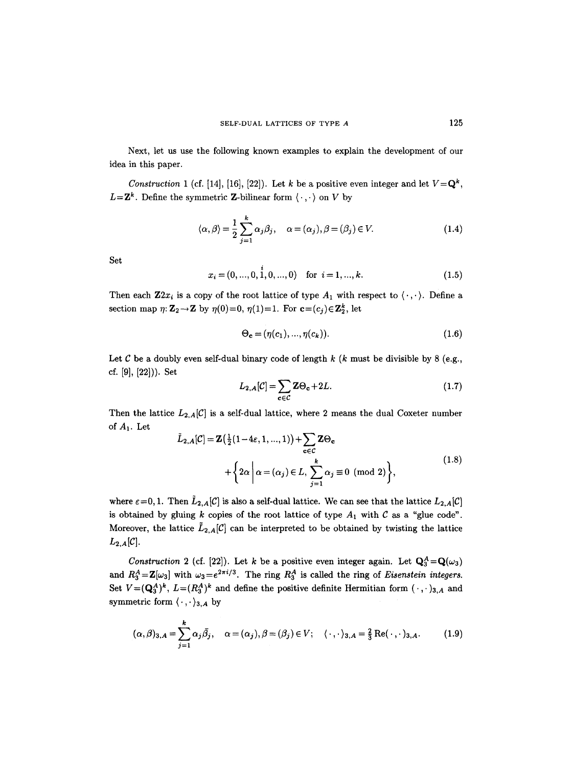Next, let us use the following known examples to explain the development of our idea in this paper.

*Construction* 1 (cf. [14], [16], [22]). Let $k$ be a positive even integer and let $V=\mathbf{Q}^k$, $L=\mathbf{Z}^k$. Define the symmetric $\mathbf{Z}$-bilinear form $\langle\cdot,\cdot\rangle$ on $V$ by

$$\langle\alpha,\beta\rangle=\frac{1}{2}\sum_{j=1}^{k}\alpha_j\beta_j,\quad \alpha=(\alpha_j),\beta=(\beta_j)\in V. \tag{1.4}$$

Set

$$x_i=(0,\dots,0,\overset{i}{1},0,\dots,0)\quad \text{for } i=1,\dots,k. \tag{1.5}$$

Then each $\mathbf{Z}2x_i$ is a copy of the root lattice of type $A_1$ with respect to $\langle\cdot,\cdot\rangle$. Define a section map $\eta\colon \mathbf{Z}_2\to\mathbf{Z}$ by $\eta(0)=0$, $\eta(1)=1$. For $\mathbf{c}=(c_j)\in\mathbf{Z}_2^k$, let

$$\Theta_{\mathbf{c}}=(\eta(c_1),\dots,\eta(c_k)). \tag{1.6}$$

Let $\mathcal{C}$ be a doubly even self-dual binary code of length $k$ ($k$ must be divisible by 8 (e.g., cf. [9], [22])). Set

$$L_{2,A}[\mathcal{C}]=\sum_{\mathbf{c}\in\mathcal{C}}\mathbf{Z}\Theta_{\mathbf{c}}+2L. \tag{1.7}$$

Then the lattice $L_{2,A}[\mathcal{C}]$ is a self-dual lattice, where 2 means the dual Coxeter number of $A_1$. Let

$$\begin{aligned}\tilde{L}_{2,A}[\mathcal{C}]&=\mathbf{Z}\big(\tfrac{1}{2}(1-4\varepsilon,1,\dots,1)\big)+\sum_{\mathbf{c}\in\mathcal{C}}\mathbf{Z}\Theta_{\mathbf{c}}\\&\quad+\left\{2\alpha\,\middle|\,\alpha=(\alpha_j)\in L,\ \sum_{j=1}^{k}\alpha_j\equiv 0 \pmod 2\right\},\end{aligned} \tag{1.8}$$

where $\varepsilon=0,1$. Then $\tilde{L}_{2,A}[\mathcal{C}]$ is also a self-dual lattice. We can see that the lattice $L_{2,A}[\mathcal{C}]$ is obtained by gluing $k$ copies of the root lattice of type $A_1$ with $\mathcal{C}$ as a "glue code". Moreover, the lattice $\tilde{L}_{2,A}[\mathcal{C}]$ can be interpreted to be obtained by twisting the lattice $L_{2,A}[\mathcal{C}]$.

*Construction* 2 (cf. [22]). Let $k$ be a positive even integer again. Let $\mathbf{Q}_3^A=\mathbf{Q}(\omega_3)$ and $R_3^A=\mathbf{Z}[\omega_3]$ with $\omega_3=e^{2\pi i/3}$. The ring $R_3^A$ is called the ring of *Eisenstein integers.* Set $V=(\mathbf{Q}_3^A)^k$, $L=(R_3^A)^k$ and define the positive definite Hermitian form $(\cdot,\cdot)_{3,A}$ and symmetric form $\langle\cdot,\cdot\rangle_{3,A}$ by

$$(\alpha,\beta)_{3,A}=\sum_{j=1}^{k}\alpha_j\bar{\beta}_j,\quad \alpha=(\alpha_j),\beta=(\beta_j)\in V;\quad \langle\cdot,\cdot\rangle_{3,A}=\tfrac{2}{3}\operatorname{Re}(\cdot,\cdot)_{3,A}. \tag{1.9}$$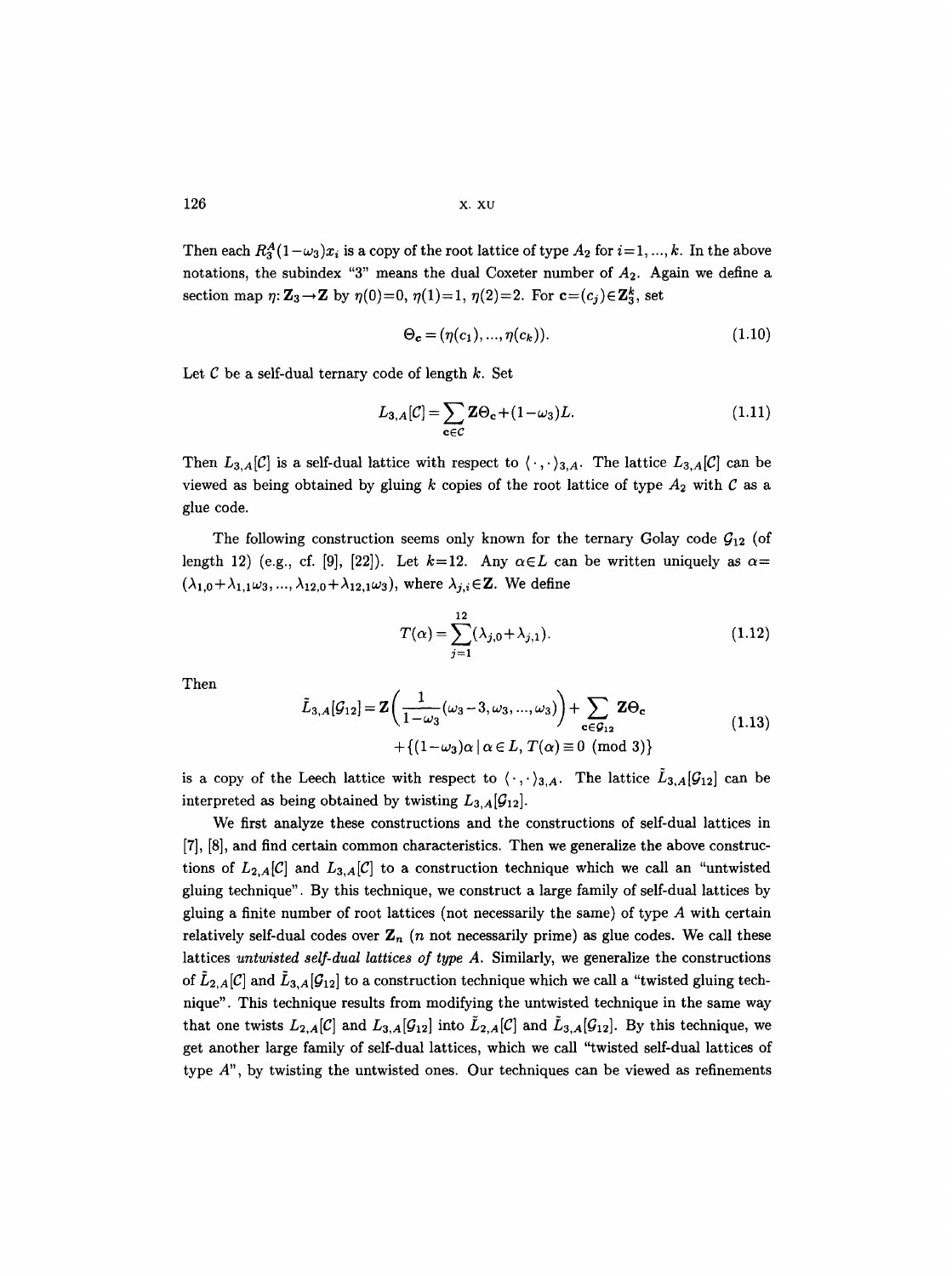Then each $R_3^A(1-\omega_3)x_i$ is a copy of the root lattice of type $A_2$ for $i=1,\dots,k$. In the above notations, the subindex "3" means the dual Coxeter number of $A_2$. Again we define a section map $\eta\colon \mathbf{Z}_3\to\mathbf{Z}$ by $\eta(0)=0$, $\eta(1)=1$, $\eta(2)=2$. For $\mathbf{c}=(c_j)\in\mathbf{Z}_3^k$, set

$$\Theta_{\mathbf{c}}=(\eta(c_1),\dots,\eta(c_k)). \tag{1.10}$$

Let $\mathcal{C}$ be a self-dual ternary code of length $k$. Set

$$L_{3,A}[\mathcal{C}]=\sum_{\mathbf{c}\in\mathcal{C}}\mathbf{Z}\Theta_{\mathbf{c}}+(1-\omega_3)L. \tag{1.11}$$

Then $L_{3,A}[\mathcal{C}]$ is a self-dual lattice with respect to $\langle\cdot,\cdot\rangle_{3,A}$. The lattice $L_{3,A}[\mathcal{C}]$ can be viewed as being obtained by gluing $k$ copies of the root lattice of type $A_2$ with $\mathcal{C}$ as a glue code.

The following construction seems only known for the ternary Golay code $\mathcal{G}_{12}$ (of length 12) (e.g., cf. [9], [22]). Let $k=12$. Any $\alpha\in L$ can be written uniquely as $\alpha=(\lambda_{1,0}+\lambda_{1,1}\omega_3,\dots,\lambda_{12,0}+\lambda_{12,1}\omega_3)$, where $\lambda_{j,i}\in\mathbf{Z}$. We define

$$T(\alpha)=\sum_{j=1}^{12}(\lambda_{j,0}+\lambda_{j,1}). \tag{1.12}$$

Then

$$\begin{aligned}\tilde{L}_{3,A}[\mathcal{G}_{12}]=\mathbf{Z}\left(\frac{1}{1-\omega_3}(\omega_3-3,\omega_3,\dots,\omega_3)\right)+\sum_{\mathbf{c}\in\mathcal{G}_{12}}\mathbf{Z}\Theta_{\mathbf{c}}\\ +\{(1-\omega_3)\alpha\mid\alpha\in L,\ T(\alpha)\equiv 0 \pmod 3\}\end{aligned} \tag{1.13}$$

is a copy of the Leech lattice with respect to $\langle\cdot,\cdot\rangle_{3,A}$. The lattice $\tilde{L}_{3,A}[\mathcal{G}_{12}]$ can be interpreted as being obtained by twisting $L_{3,A}[\mathcal{G}_{12}]$.

We first analyze these constructions and the constructions of self-dual lattices in [7], [8], and find certain common characteristics. Then we generalize the above constructions of $L_{2,A}[\mathcal{C}]$ and $L_{3,A}[\mathcal{C}]$ to a construction technique which we call an "untwisted gluing technique". By this technique, we construct a large family of self-dual lattices by gluing a finite number of root lattices (not necessarily the same) of type $A$ with certain relatively self-dual codes over $\mathbf{Z}_n$ ($n$ not necessarily prime) as glue codes. We call these lattices *untwisted self-dual lattices of type A*. Similarly, we generalize the constructions of $\tilde{L}_{2,A}[\mathcal{C}]$ and $\tilde{L}_{3,A}[\mathcal{G}_{12}]$ to a construction technique which we call a "twisted gluing technique". This technique results from modifying the untwisted technique in the same way that one twists $L_{2,A}[\mathcal{C}]$ and $L_{3,A}[\mathcal{G}_{12}]$ into $\tilde{L}_{2,A}[\mathcal{C}]$ and $\tilde{L}_{3,A}[\mathcal{G}_{12}]$. By this technique, we get another large family of self-dual lattices, which we call "twisted self-dual lattices of type $A$", by twisting the untwisted ones. Our techniques can be viewed as refinements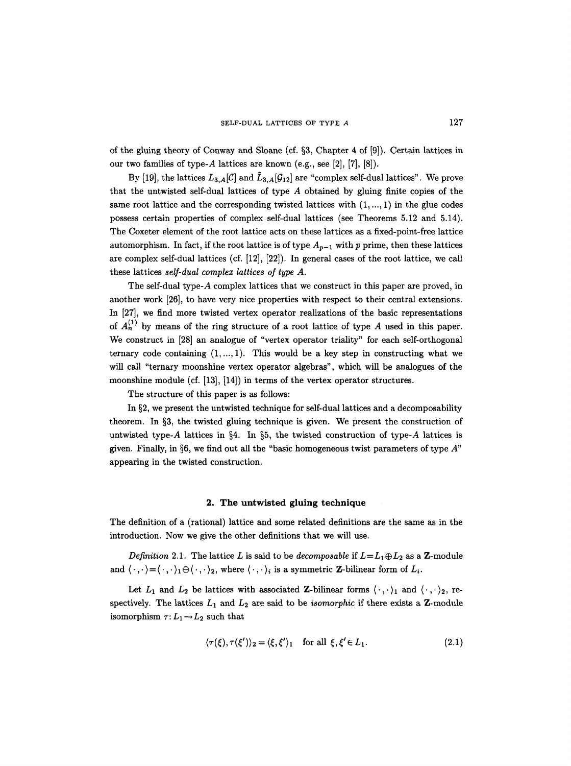of the gluing theory of Conway and Sloane (cf. §3, Chapter 4 of [9]). Certain lattices in our two families of type-$A$ lattices are known (e.g., see [2], [7], [8]).

By [19], the lattices $L_{3,A}[\mathcal{C}]$ and $\tilde{L}_{3,A}[\mathcal{G}_{12}]$ are "complex self-dual lattices". We prove that the untwisted self-dual lattices of type $A$ obtained by gluing finite copies of the same root lattice and the corresponding twisted lattices with $(1, ..., 1)$ in the glue codes possess certain properties of complex self-dual lattices (see Theorems 5.12 and 5.14). The Coxeter element of the root lattice acts on these lattices as a fixed-point-free lattice automorphism. In fact, if the root lattice is of type $A_{p-1}$ with $p$ prime, then these lattices are complex self-dual lattices (cf. [12], [22]). In general cases of the root lattice, we call these lattices *self-dual complex lattices of type A*.

The self-dual type-$A$ complex lattices that we construct in this paper are proved, in another work [26], to have very nice properties with respect to their central extensions. In [27], we find more twisted vertex operator realizations of the basic representations of $A_n^{(1)}$ by means of the ring structure of a root lattice of type $A$ used in this paper. We construct in [28] an analogue of "vertex operator triality" for each self-orthogonal ternary code containing $(1, ..., 1)$. This would be a key step in constructing what we will call "ternary moonshine vertex operator algebras", which will be analogues of the moonshine module (cf. [13], [14]) in terms of the vertex operator structures.

The structure of this paper is as follows:

In §2, we present the untwisted technique for self-dual lattices and a decomposability theorem. In §3, the twisted gluing technique is given. We present the construction of untwisted type-$A$ lattices in §4. In §5, the twisted construction of type-$A$ lattices is given. Finally, in §6, we find out all the "basic homogeneous twist parameters of type $A$" appearing in the twisted construction.

## 2. The untwisted gluing technique

The definition of a (rational) lattice and some related definitions are the same as in the introduction. Now we give the other definitions that we will use.

*Definition* 2.1. The lattice $L$ is said to be *decomposable* if $L = L_1 \oplus L_2$ as a $\mathbf{Z}$-module and $\langle \cdot, \cdot \rangle = \langle \cdot, \cdot \rangle_1 \oplus \langle \cdot, \cdot \rangle_2$, where $\langle \cdot, \cdot \rangle_i$ is a symmetric $\mathbf{Z}$-bilinear form of $L_i$.

Let $L_1$ and $L_2$ be lattices with associated $\mathbf{Z}$-bilinear forms $\langle \cdot, \cdot \rangle_1$ and $\langle \cdot, \cdot \rangle_2$, respectively. The lattices $L_1$ and $L_2$ are said to be *isomorphic* if there exists a $\mathbf{Z}$-module isomorphism $\tau: L_1 \to L_2$ such that

$$\langle \tau(\xi), \tau(\xi') \rangle_2 = \langle \xi, \xi' \rangle_1 \quad \text{for all } \xi, \xi' \in L_1. \tag{2.1}$$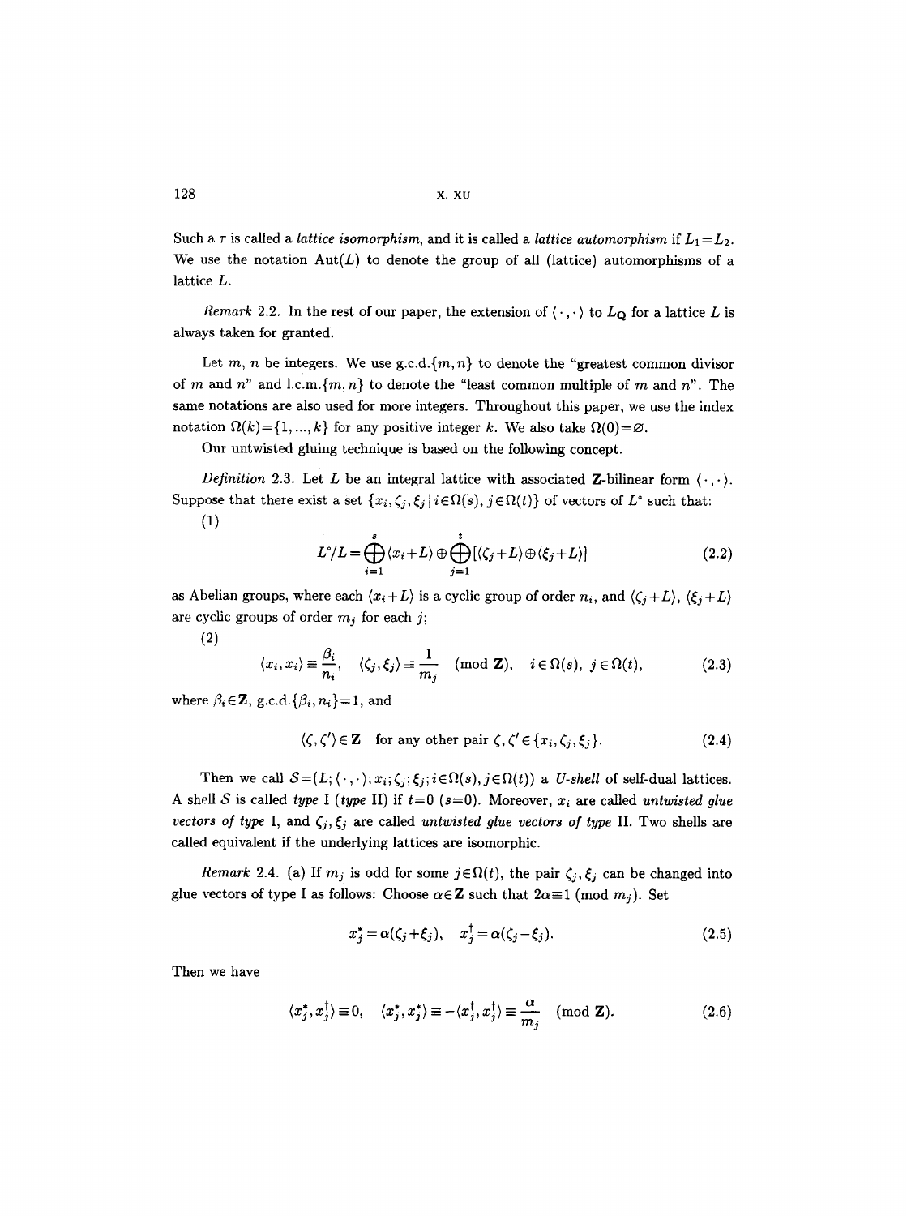Such a $\tau$ is called a *lattice isomorphism*, and it is called a *lattice automorphism* if $L_1=L_2$. We use the notation $\mathrm{Aut}(L)$ to denote the group of all (lattice) automorphisms of a lattice $L$.

*Remark* 2.2. In the rest of our paper, the extension of $\langle\cdot,\cdot\rangle$ to $L_{\mathbf{Q}}$ for a lattice $L$ is always taken for granted.

Let $m$, $n$ be integers. We use g.c.d.$\{m,n\}$ to denote the "greatest common divisor of $m$ and $n$" and l.c.m.$\{m,n\}$ to denote the "least common multiple of $m$ and $n$". The same notations are also used for more integers. Throughout this paper, we use the index notation $\Omega(k)=\{1,...,k\}$ for any positive integer $k$. We also take $\Omega(0)=\varnothing$.

Our untwisted gluing technique is based on the following concept.

*Definition* 2.3. Let $L$ be an integral lattice with associated $\mathbf{Z}$-bilinear form $\langle\cdot,\cdot\rangle$. Suppose that there exist a set $\{x_i,\zeta_j,\xi_j\mid i\in\Omega(s),\, j\in\Omega(t)\}$ of vectors of $L^\circ$ such that:

(1)

$$L^\circ/L=\bigoplus_{i=1}^{s}\langle x_i+L\rangle\oplus\bigoplus_{j=1}^{t}[\langle\zeta_j+L\rangle\oplus\langle\xi_j+L\rangle] \tag{2.2}$$

as Abelian groups, where each $\langle x_i+L\rangle$ is a cyclic group of order $n_i$, and $\langle\zeta_j+L\rangle$, $\langle\xi_j+L\rangle$ are cyclic groups of order $m_j$ for each $j$;

(2)

$$\langle x_i,x_i\rangle\equiv\frac{\beta_i}{n_i},\quad \langle\zeta_j,\xi_j\rangle\equiv\frac{1}{m_j}\pmod{\mathbf{Z}},\quad i\in\Omega(s),\ j\in\Omega(t), \tag{2.3}$$

where $\beta_i\in\mathbf{Z}$, g.c.d.$\{\beta_i,n_i\}=1$, and

$$\langle\zeta,\zeta'\rangle\in\mathbf{Z}\quad\text{for any other pair } \zeta,\zeta'\in\{x_i,\zeta_j,\xi_j\}. \tag{2.4}$$

Then we call $\mathcal{S}=(L;\langle\cdot,\cdot\rangle;x_i;\zeta_j;\xi_j;i\in\Omega(s),j\in\Omega(t))$ a *U-shell* of self-dual lattices. A shell $\mathcal{S}$ is called *type* I (*type* II) if $t=0$ ($s=0$). Moreover, $x_i$ are called *untwisted glue vectors of type* I, and $\zeta_j,\xi_j$ are called *untwisted glue vectors of type* II. Two shells are called equivalent if the underlying lattices are isomorphic.

*Remark* 2.4. (a) If $m_j$ is odd for some $j\in\Omega(t)$, the pair $\zeta_j,\xi_j$ can be changed into glue vectors of type I as follows: Choose $\alpha\in\mathbf{Z}$ such that $2\alpha\equiv 1 \pmod{m_j}$. Set

$$x_j^*=\alpha(\zeta_j+\xi_j),\quad x_j^\dagger=\alpha(\zeta_j-\xi_j). \tag{2.5}$$

Then we have

$$\langle x_j^*,x_j^\dagger\rangle\equiv 0,\quad \langle x_j^*,x_j^*\rangle\equiv-\langle x_j^\dagger,x_j^\dagger\rangle\equiv\frac{\alpha}{m_j}\pmod{\mathbf{Z}}. \tag{2.6}$$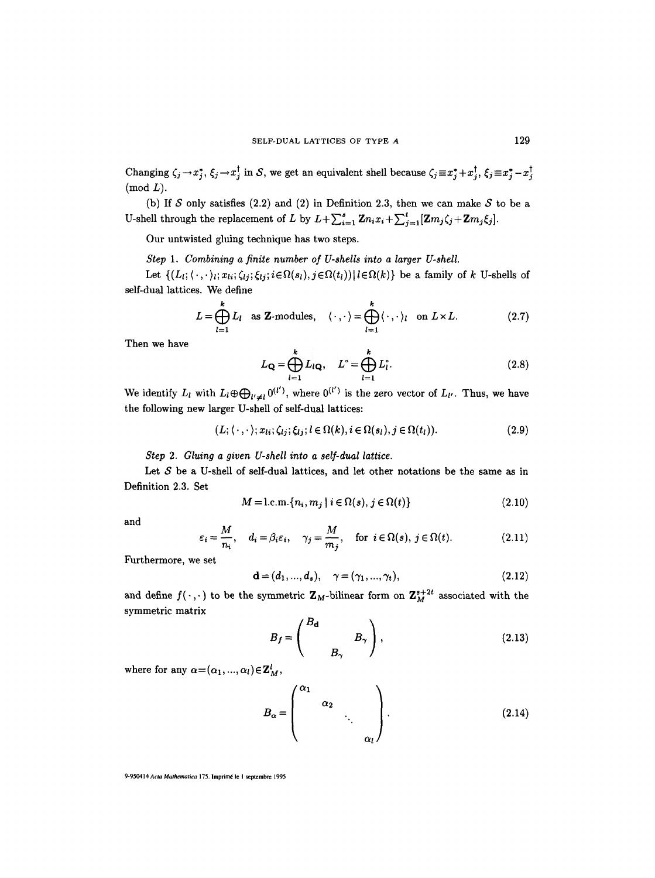Changing $\zeta_j \to x_j^*$, $\xi_j \to x_j^\dagger$ in $\mathcal{S}$, we get an equivalent shell because $\zeta_j \equiv x_j^* + x_j^\dagger$, $\xi_j \equiv x_j^* - x_j^\dagger$ (mod $L$).

(b) If $\mathcal{S}$ only satisfies (2.2) and (2) in Definition 2.3, then we can make $\mathcal{S}$ to be a U-shell through the replacement of $L$ by $L + \sum_{i=1}^{s} \mathbf{Z} n_i x_i + \sum_{j=1}^{t} [\mathbf{Z} m_j \zeta_j + \mathbf{Z} m_j \xi_j]$.

Our untwisted gluing technique has two steps.

*Step* 1. *Combining a finite number of U-shells into a larger U-shell.*

Let $\{(L_l; \langle \cdot, \cdot \rangle_l; x_{li}; \zeta_{lj}; \xi_{lj}; i \in \Omega(s_l), j \in \Omega(t_l)) \mid l \in \Omega(k)\}$ be a family of $k$ U-shells of self-dual lattices. We define

$$L = \bigoplus_{l=1}^{k} L_l \quad \text{as } \mathbf{Z}\text{-modules}, \quad \langle \cdot, \cdot \rangle = \bigoplus_{l=1}^{k} \langle \cdot, \cdot \rangle_l \quad \text{on } L \times L. \tag{2.7}$$

Then we have

$$L_{\mathbf{Q}} = \bigoplus_{l=1}^{k} L_{l\mathbf{Q}}, \quad L^\circ = \bigoplus_{l=1}^{k} L_l^\circ. \tag{2.8}$$

We identify $L_l$ with $L_l \oplus \bigoplus_{l' \neq l} 0^{(l')}$, where $0^{(l')}$ is the zero vector of $L_{l'}$. Thus, we have the following new larger U-shell of self-dual lattices:

$$(L; \langle \cdot, \cdot \rangle; x_{li}; \zeta_{lj}; \xi_{lj}; l \in \Omega(k), i \in \Omega(s_l), j \in \Omega(t_l)). \tag{2.9}$$

*Step* 2. *Gluing a given U-shell into a self-dual lattice.*

Let $\mathcal{S}$ be a U-shell of self-dual lattices, and let other notations be the same as in Definition 2.3. Set

$$M = \text{l.c.m.}\{n_i, m_j \mid i \in \Omega(s), j \in \Omega(t)\} \tag{2.10}$$

and

$$\varepsilon_i = \frac{M}{n_i}, \quad d_i = \beta_i \varepsilon_i, \quad \gamma_j = \frac{M}{m_j}, \quad \text{for } i \in \Omega(s),\ j \in \Omega(t). \tag{2.11}$$

Furthermore, we set

$$\mathbf{d} = (d_1, ..., d_s), \quad \gamma = (\gamma_1, ..., \gamma_t), \tag{2.12}$$

and define $f(\cdot, \cdot)$ to be the symmetric $\mathbf{Z}_M$-bilinear form on $\mathbf{Z}_M^{s+2t}$ associated with the symmetric matrix

$$B_f = \begin{pmatrix} B_{\mathbf{d}} & & \\ & & B_\gamma \\ & B_\gamma & \end{pmatrix}, \tag{2.13}$$

where for any $\alpha = (\alpha_1, ..., \alpha_l) \in \mathbf{Z}_M^l$,

$$B_\alpha = \begin{pmatrix} \alpha_1 & & & \\ & \alpha_2 & & \\ & & \ddots & \\ & & & \alpha_l \end{pmatrix}. \tag{2.14}$$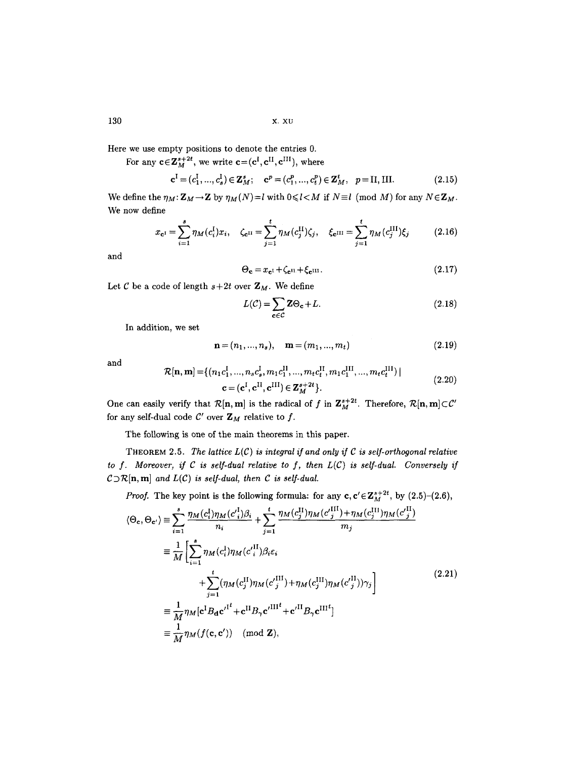Here we use empty positions to denote the entries 0.

For any $\mathbf{c}\in\mathbf{Z}_M^{s+2t}$, we write $\mathbf{c}=(\mathbf{c}^{\mathrm{I}},\mathbf{c}^{\mathrm{II}},\mathbf{c}^{\mathrm{III}})$, where

$$\mathbf{c}^{\mathrm{I}}=(c_1^{\mathrm{I}},\dots,c_s^{\mathrm{I}})\in\mathbf{Z}_M^s;\quad \mathbf{c}^p=(c_1^p,\dots,c_t^p)\in\mathbf{Z}_M^t,\quad p=\mathrm{II},\mathrm{III}. \tag{2.15}$$

We define the $\eta_M:\mathbf{Z}_M\to\mathbf{Z}$ by $\eta_M(N)=l$ with $0\leqslant l<M$ if $N\equiv l \pmod M$ for any $N\in\mathbf{Z}_M$. We now define

$$x_{\mathbf{c}^{\mathrm{I}}}=\sum_{i=1}^{s}\eta_M(c_i^{\mathrm{I}})x_i,\quad \zeta_{\mathbf{c}^{\mathrm{II}}}=\sum_{j=1}^{t}\eta_M(c_j^{\mathrm{II}})\zeta_j,\quad \xi_{\mathbf{c}^{\mathrm{III}}}=\sum_{j=1}^{t}\eta_M(c_j^{\mathrm{III}})\xi_j \tag{2.16}$$

and

$$\Theta_{\mathbf{c}}=x_{\mathbf{c}^{\mathrm{I}}}+\zeta_{\mathbf{c}^{\mathrm{II}}}+\xi_{\mathbf{c}^{\mathrm{III}}}. \tag{2.17}$$

Let $\mathcal{C}$ be a code of length $s+2t$ over $\mathbf{Z}_M$. We define

$$L(\mathcal{C})=\sum_{\mathbf{c}\in\mathcal{C}}\mathbf{Z}\Theta_{\mathbf{c}}+L. \tag{2.18}$$

In addition, we set

$$\mathbf{n}=(n_1,\dots,n_s),\quad \mathbf{m}=(m_1,\dots,m_t) \tag{2.19}$$

and

$$\begin{aligned}\mathcal{R}[\mathbf{n},\mathbf{m}]=\{&(n_1c_1^{\mathrm{I}},\dots,n_sc_s^{\mathrm{I}},m_1c_1^{\mathrm{II}},\dots,m_tc_t^{\mathrm{II}},m_1c_1^{\mathrm{III}},\dots,m_tc_t^{\mathrm{III}})\mid\\ &\mathbf{c}=(\mathbf{c}^{\mathrm{I}},\mathbf{c}^{\mathrm{II}},\mathbf{c}^{\mathrm{III}})\in\mathbf{Z}_M^{s+2t}\}.\end{aligned} \tag{2.20}$$

One can easily verify that $\mathcal{R}[\mathbf{n},\mathbf{m}]$ is the radical of $f$ in $\mathbf{Z}_M^{s+2t}$. Therefore, $\mathcal{R}[\mathbf{n},\mathbf{m}]\subset\mathcal{C}'$ for any self-dual code $\mathcal{C}'$ over $\mathbf{Z}_M$ relative to $f$.

The following is one of the main theorems in this paper.

**Theorem 2.5.** *The lattice $L(\mathcal{C})$ is integral if and only if $\mathcal{C}$ is self-orthogonal relative to $f$. Moreover, if $\mathcal{C}$ is self-dual relative to $f$, then $L(\mathcal{C})$ is self-dual. Conversely if $\mathcal{C}\supset\mathcal{R}[\mathbf{n},\mathbf{m}]$ and $L(\mathcal{C})$ is self-dual, then $\mathcal{C}$ is self-dual.*

*Proof.* The key point is the following formula: for any $\mathbf{c},\mathbf{c}'\in\mathbf{Z}_M^{s+2t}$, by (2.5)–(2.6),

$$\begin{aligned}\langle\Theta_{\mathbf{c}},\Theta_{\mathbf{c}'}\rangle&\equiv\sum_{i=1}^{s}\frac{\eta_M(c_i^{\mathrm{I}})\eta_M(c_i'^{\mathrm{I}})\beta_i}{n_i}+\sum_{j=1}^{t}\frac{\eta_M(c_j^{\mathrm{II}})\eta_M(c_j'^{\mathrm{III}})+\eta_M(c_j^{\mathrm{III}})\eta_M(c_j'^{\mathrm{II}})}{m_j}\\
&\equiv\frac{1}{M}\Bigg[\sum_{i=1}^{s}\eta_M(c_i^{\mathrm{I}})\eta_M(c_i'^{\mathrm{II}})\beta_i\varepsilon_i\\
&\qquad+\sum_{j=1}^{t}(\eta_M(c_j^{\mathrm{II}})\eta_M(c_j'^{\mathrm{III}})+\eta_M(c_j^{\mathrm{III}})\eta_M(c_j'^{\mathrm{II}}))\gamma_j\Bigg]\\
&\equiv\frac{1}{M}\eta_M[\mathbf{c}^{\mathrm{I}}B_{\mathbf{d}}\mathbf{c}'^{\mathrm{I}^t}+\mathbf{c}^{\mathrm{II}}B_\gamma\mathbf{c}'^{\mathrm{III}^t}+\mathbf{c}'^{\mathrm{II}}B_\gamma\mathbf{c}^{\mathrm{III}^t}]\\
&\equiv\frac{1}{M}\eta_M(f(\mathbf{c},\mathbf{c}'))\pmod{\mathbf{Z}},\end{aligned} \tag{2.21}$$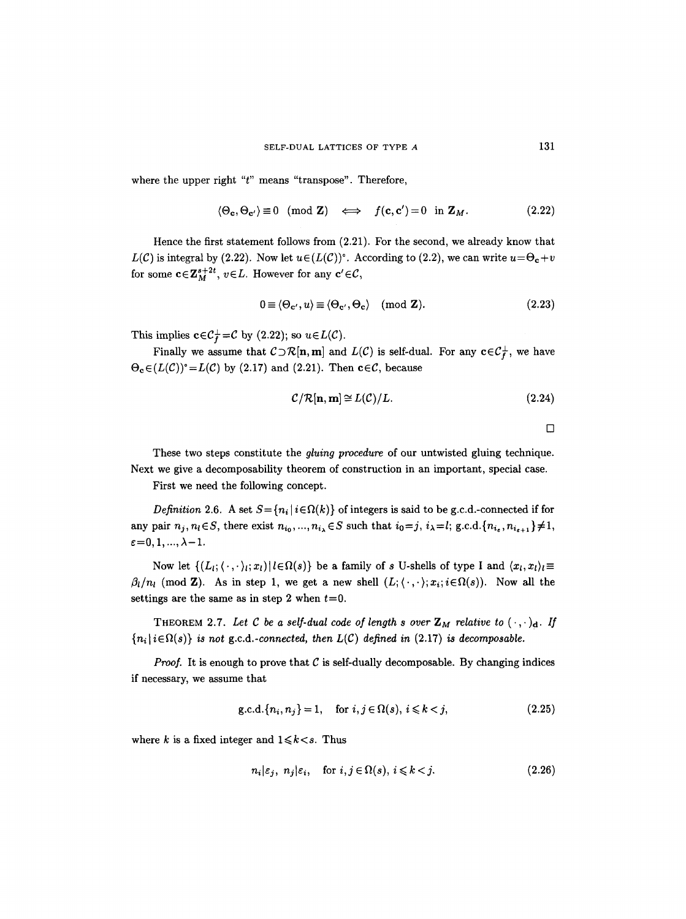where the upper right "$t$" means "transpose". Therefore,

$$\langle \Theta_{\mathbf{c}}, \Theta_{\mathbf{c}'} \rangle \equiv 0 \pmod{\mathbf{Z}} \iff f(\mathbf{c}, \mathbf{c}') = 0 \text{ in } \mathbf{Z}_M. \tag{2.22}$$

Hence the first statement follows from (2.21). For the second, we already know that $L(\mathcal{C})$ is integral by (2.22). Now let $u \in (L(\mathcal{C}))^{\circ}$. According to (2.2), we can write $u = \Theta_{\mathbf{c}} + v$ for some $\mathbf{c} \in \mathbf{Z}_M^{s+2t}$, $v \in L$. However for any $\mathbf{c}' \in \mathcal{C}$,

$$0 \equiv \langle \Theta_{\mathbf{c}'}, u \rangle \equiv \langle \Theta_{\mathbf{c}'}, \Theta_{\mathbf{c}} \rangle \pmod{\mathbf{Z}}. \tag{2.23}$$

This implies $\mathbf{c} \in \mathcal{C}_f^{\perp} = \mathcal{C}$ by (2.22); so $u \in L(\mathcal{C})$.

Finally we assume that $\mathcal{C} \supset \mathcal{R}[\mathbf{n}, \mathbf{m}]$ and $L(\mathcal{C})$ is self-dual. For any $\mathbf{c} \in \mathcal{C}_f^{\perp}$, we have $\Theta_{\mathbf{c}} \in (L(\mathcal{C}))^{\circ} = L(\mathcal{C})$ by (2.17) and (2.21). Then $\mathbf{c} \in \mathcal{C}$, because

$$\mathcal{C}/\mathcal{R}[\mathbf{n}, \mathbf{m}] \cong L(\mathcal{C})/L. \tag{2.24}$$

□

These two steps constitute the *gluing procedure* of our untwisted gluing technique. Next we give a decomposability theorem of construction in an important, special case.

First we need the following concept.

*Definition* 2.6. A set $S = \{n_i \mid i \in \Omega(k)\}$ of integers is said to be g.c.d.-connected if for any pair $n_j, n_l \in S$, there exist $n_{i_0}, \ldots, n_{i_\lambda} \in S$ such that $i_0 = j$, $i_\lambda = l$; g.c.d.$\{n_{i_\varepsilon}, n_{i_{\varepsilon+1}}\} \neq 1$, $\varepsilon = 0, 1, \ldots, \lambda - 1$.

Now let $\{(L_l; \langle \cdot, \cdot \rangle_l; x_l) \mid l \in \Omega(s)\}$ be a family of $s$ U-shells of type I and $\langle x_l, x_l \rangle_l \equiv \beta_l / n_l \pmod{\mathbf{Z}}$. As in step 1, we get a new shell $(L; \langle \cdot, \cdot \rangle; x_i; i \in \Omega(s))$. Now all the settings are the same as in step 2 when $t = 0$.

THEOREM 2.7. *Let $\mathcal{C}$ be a self-dual code of length $s$ over $\mathbf{Z}_M$ relative to $(\cdot, \cdot)_{\mathbf{d}}$. If $\{n_i \mid i \in \Omega(s)\}$ is not* g.c.d.*-connected, then $L(\mathcal{C})$ defined in (2.17) is decomposable.*

*Proof.* It is enough to prove that $\mathcal{C}$ is self-dually decomposable. By changing indices if necessary, we assume that

$$\text{g.c.d.}\{n_i, n_j\} = 1, \quad \text{for } i, j \in \Omega(s),\ i \leqslant k < j, \tag{2.25}$$

where $k$ is a fixed integer and $1 \leqslant k < s$. Thus

$$n_i \mid \varepsilon_j,\ n_j \mid \varepsilon_i, \quad \text{for } i, j \in \Omega(s),\ i \leqslant k < j. \tag{2.26}$$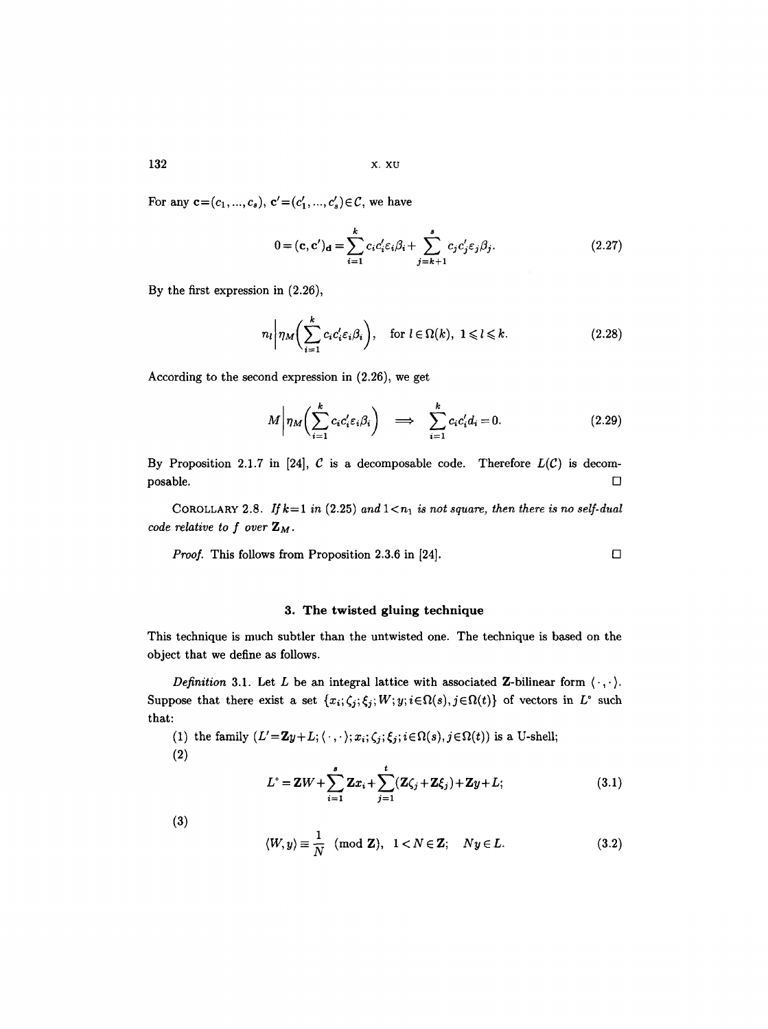For any $\mathbf{c}=(c_1,...,c_s)$, $\mathbf{c}'=(c_1',...,c_s')\in\mathcal{C}$, we have

$$0=(\mathbf{c},\mathbf{c}')_{\mathbf{d}}=\sum_{i=1}^{k}c_ic_i'\varepsilon_i\beta_i+\sum_{j=k+1}^{s}c_jc_j'\varepsilon_j\beta_j. \tag{2.27}$$

By the first expression in (2.26),

$$n_l\,\Big|\,\eta_M\Big(\sum_{i=1}^{k}c_ic_i'\varepsilon_i\beta_i\Big),\quad \text{for } l\in\Omega(k),\ 1\leqslant l\leqslant k. \tag{2.28}$$

According to the second expression in (2.26), we get

$$M\,\Big|\,\eta_M\Big(\sum_{i=1}^{k}c_ic_i'\varepsilon_i\beta_i\Big)\implies\sum_{i=1}^{k}c_ic_i'd_i=0. \tag{2.29}$$

By Proposition 2.1.7 in [24], $\mathcal{C}$ is a decomposable code. Therefore $L(\mathcal{C})$ is decomposable. □

COROLLARY 2.8. *If $k=1$ in (2.25) and $1<n_1$ is not square, then there is no self-dual code relative to $f$ over $\mathbf{Z}_M$.*

*Proof.* This follows from Proposition 2.3.6 in [24]. □

## 3. The twisted gluing technique

This technique is much subtler than the untwisted one. The technique is based on the object that we define as follows.

*Definition* 3.1. Let $L$ be an integral lattice with associated $\mathbf{Z}$-bilinear form $\langle\cdot,\cdot\rangle$. Suppose that there exist a set $\{x_i;\zeta_j;\xi_j;W;y;i\in\Omega(s),j\in\Omega(t)\}$ of vectors in $L^\circ$ such that:

(1) the family $(L'=\mathbf{Z}y+L;\langle\cdot,\cdot\rangle;x_i;\zeta_j;\xi_j;i\in\Omega(s),j\in\Omega(t))$ is a U-shell;

(2)

$$L^\circ=\mathbf{Z}W+\sum_{i=1}^{s}\mathbf{Z}x_i+\sum_{j=1}^{t}(\mathbf{Z}\zeta_j+\mathbf{Z}\xi_j)+\mathbf{Z}y+L; \tag{3.1}$$

(3)

$$\langle W,y\rangle\equiv\frac{1}{N}\ (\mathrm{mod}\ \mathbf{Z}),\quad 1<N\in\mathbf{Z};\quad Ny\in L. \tag{3.2}$$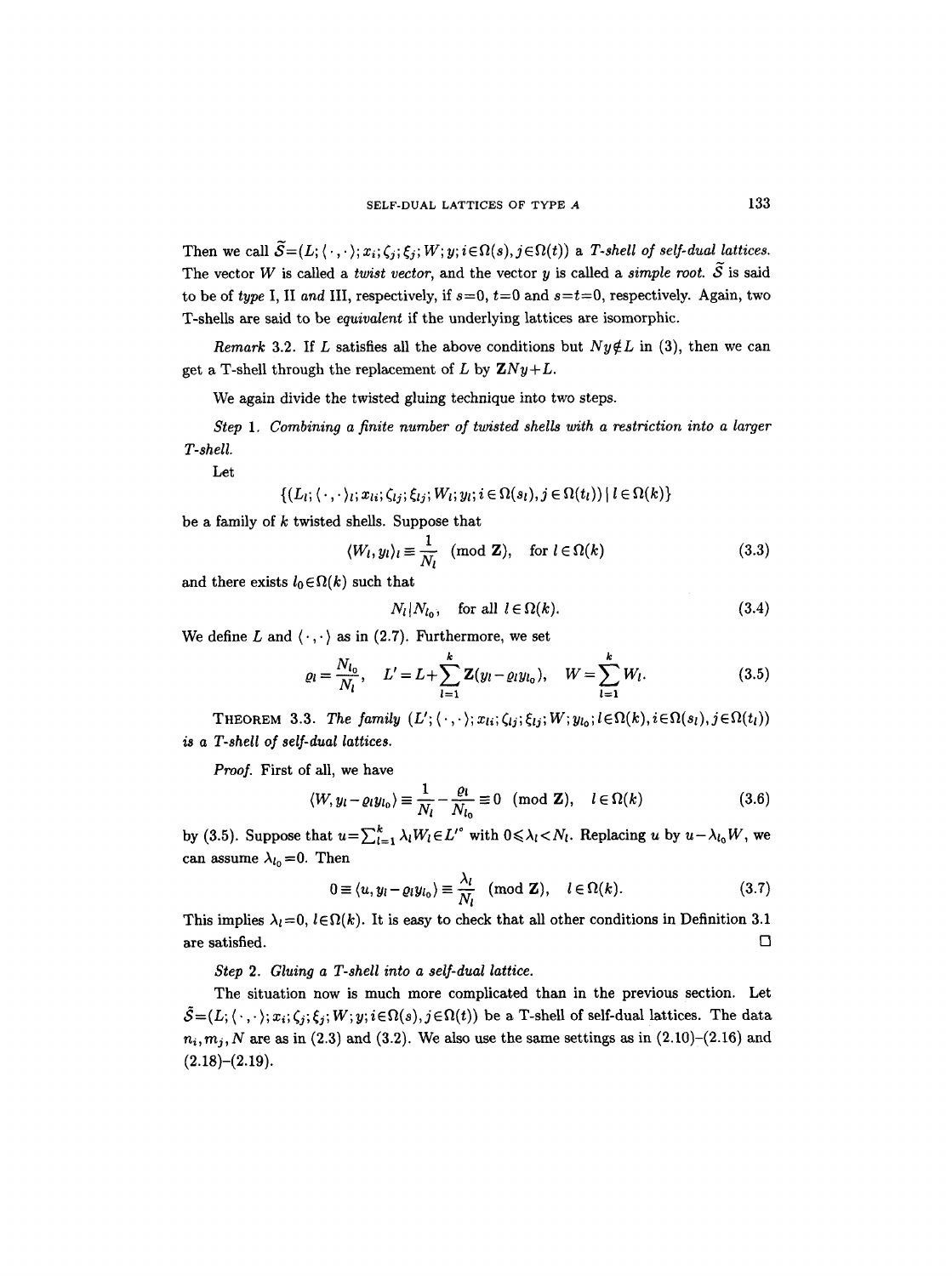Then we call $\tilde{S}=(L;\langle\cdot,\cdot\rangle;x_i;\zeta_j;\xi_j;W;y;i\in\Omega(s),j\in\Omega(t))$ a *T-shell of self-dual lattices*. The vector $W$ is called a *twist vector*, and the vector $y$ is called a *simple root*. $\tilde{S}$ is said to be of *type* I, II *and* III, respectively, if $s=0$, $t=0$ and $s=t=0$, respectively. Again, two T-shells are said to be *equivalent* if the underlying lattices are isomorphic.

*Remark* 3.2. If $L$ satisfies all the above conditions but $Ny\notin L$ in (3), then we can get a T-shell through the replacement of $L$ by $\mathbf{Z}Ny+L$.

We again divide the twisted gluing technique into two steps.

*Step* 1. *Combining a finite number of twisted shells with a restriction into a larger T-shell.*

Let

$$\{(L_l;\langle\cdot,\cdot\rangle_l;x_{li};\zeta_{lj};\xi_{lj};W_l;y_l;i\in\Omega(s_l),j\in\Omega(t_l))\mid l\in\Omega(k)\}$$

be a family of $k$ twisted shells. Suppose that

$$\langle W_l,y_l\rangle_l\equiv\frac{1}{N_l}\pmod{\mathbf{Z}},\quad \text{for } l\in\Omega(k) \tag{3.3}$$

and there exists $l_0\in\Omega(k)$ such that

$$N_l\mid N_{l_0},\quad \text{for all } l\in\Omega(k). \tag{3.4}$$

We define $L$ and $\langle\cdot,\cdot\rangle$ as in (2.7). Furthermore, we set

$$\varrho_l=\frac{N_{l_0}}{N_l},\quad L'=L+\sum_{l=1}^{k}\mathbf{Z}(y_l-\varrho_l y_{l_0}),\quad W=\sum_{l=1}^{k}W_l. \tag{3.5}$$

THEOREM 3.3. *The family* $(L';\langle\cdot,\cdot\rangle;x_{li};\zeta_{lj};\xi_{lj};W;y_{l_0};l\in\Omega(k),i\in\Omega(s_l),j\in\Omega(t_l))$ *is a T-shell of self-dual lattices.*

*Proof.* First of all, we have

$$\langle W,y_l-\varrho_l y_{l_0}\rangle\equiv\frac{1}{N_l}-\frac{\varrho_l}{N_{l_0}}\equiv 0\pmod{\mathbf{Z}},\quad l\in\Omega(k) \tag{3.6}$$

by (3.5). Suppose that $u=\sum_{l=1}^{k}\lambda_l W_l\in L'^{\circ}$ with $0\leqslant\lambda_l<N_l$. Replacing $u$ by $u-\lambda_{l_0}W$, we can assume $\lambda_{l_0}=0$. Then

$$0\equiv\langle u,y_l-\varrho_l y_{l_0}\rangle\equiv\frac{\lambda_l}{N_l}\pmod{\mathbf{Z}},\quad l\in\Omega(k). \tag{3.7}$$

This implies $\lambda_l=0$, $l\in\Omega(k)$. It is easy to check that all other conditions in Definition 3.1 are satisfied. $\square$

*Step* 2. *Gluing a T-shell into a self-dual lattice.*

The situation now is much more complicated than in the previous section. Let $\tilde{S}=(L;\langle\cdot,\cdot\rangle;x_i;\zeta_j;\xi_j;W;y;i\in\Omega(s),j\in\Omega(t))$ be a T-shell of self-dual lattices. The data $n_i,m_j,N$ are as in (2.3) and (3.2). We also use the same settings as in (2.10)–(2.16) and (2.18)–(2.19).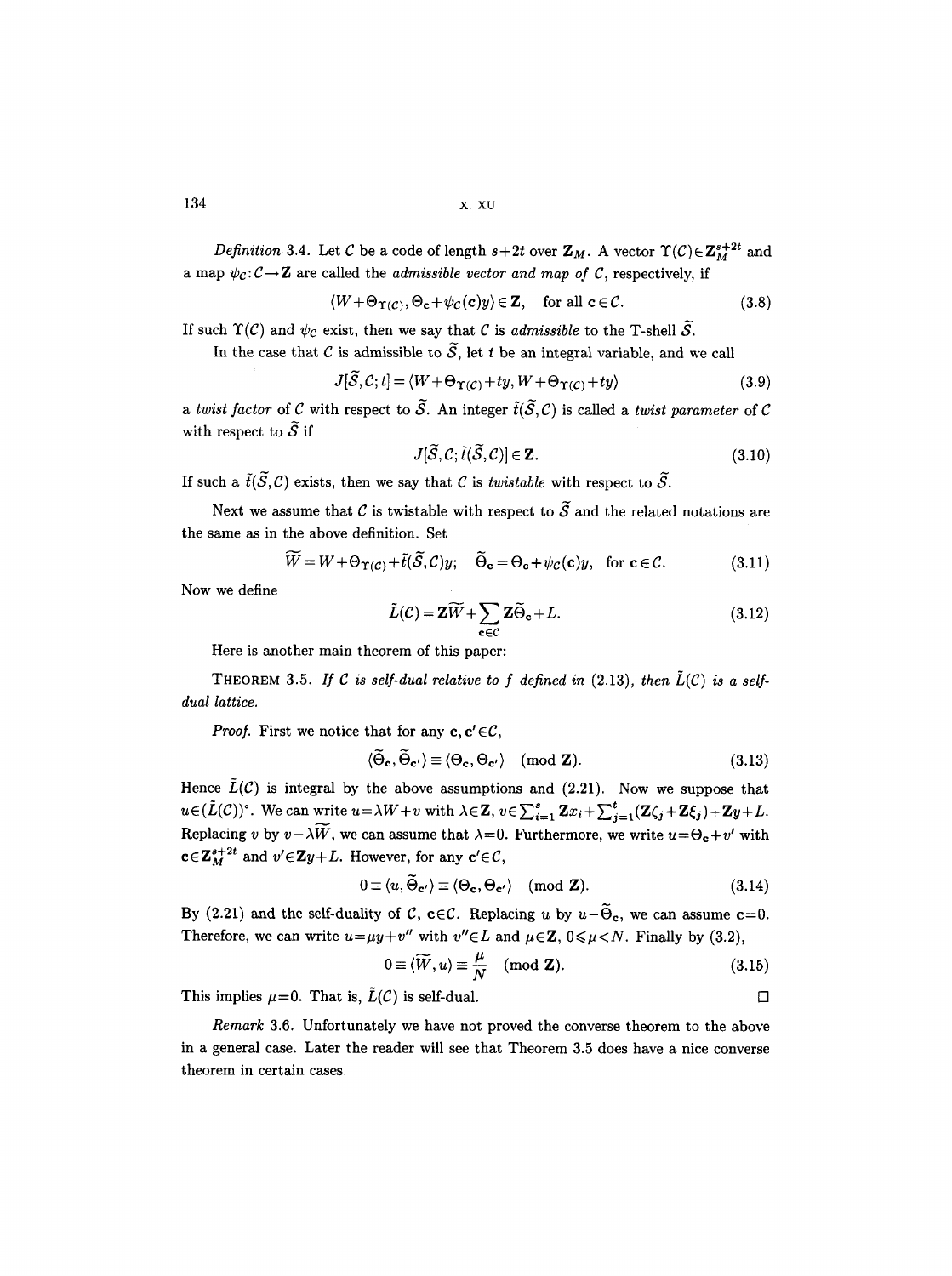*Definition* 3.4. Let $\mathcal{C}$ be a code of length $s+2t$ over $\mathbf{Z}_M$. A vector $\Upsilon(\mathcal{C})\in\mathbf{Z}_M^{s+2t}$ and a map $\psi_{\mathcal{C}}:\mathcal{C}\to\mathbf{Z}$ are called the *admissible vector and map of* $\mathcal{C}$, respectively, if

$$\langle W+\Theta_{\Upsilon(\mathcal{C})}, \Theta_{\mathbf{c}}+\psi_{\mathcal{C}}(\mathbf{c})y\rangle\in\mathbf{Z},\quad \text{for all } \mathbf{c}\in\mathcal{C}. \tag{3.8}$$

If such $\Upsilon(\mathcal{C})$ and $\psi_{\mathcal{C}}$ exist, then we say that $\mathcal{C}$ is *admissible* to the T-shell $\widetilde{\mathcal{S}}$.

In the case that $\mathcal{C}$ is admissible to $\widetilde{\mathcal{S}}$, let $t$ be an integral variable, and we call

$$J[\widetilde{\mathcal{S}},\mathcal{C};t]=\langle W+\Theta_{\Upsilon(\mathcal{C})}+ty, W+\Theta_{\Upsilon(\mathcal{C})}+ty\rangle \tag{3.9}$$

a *twist factor* of $\mathcal{C}$ with respect to $\widetilde{\mathcal{S}}$. An integer $\tilde{t}(\widetilde{\mathcal{S}},\mathcal{C})$ is called a *twist parameter* of $\mathcal{C}$ with respect to $\widetilde{\mathcal{S}}$ if

$$J[\widetilde{\mathcal{S}},\mathcal{C};\tilde{t}(\widetilde{\mathcal{S}},\mathcal{C})]\in\mathbf{Z}. \tag{3.10}$$

If such a $\tilde{t}(\widetilde{\mathcal{S}},\mathcal{C})$ exists, then we say that $\mathcal{C}$ is *twistable* with respect to $\widetilde{\mathcal{S}}$.

Next we assume that $\mathcal{C}$ is twistable with respect to $\widetilde{\mathcal{S}}$ and the related notations are the same as in the above definition. Set

$$\widetilde{W}=W+\Theta_{\Upsilon(\mathcal{C})}+\tilde{t}(\widetilde{\mathcal{S}},\mathcal{C})y;\quad \widetilde{\Theta}_{\mathbf{c}}=\Theta_{\mathbf{c}}+\psi_{\mathcal{C}}(\mathbf{c})y,\quad \text{for } \mathbf{c}\in\mathcal{C}. \tag{3.11}$$

Now we define

$$\tilde{L}(\mathcal{C})=\mathbf{Z}\widetilde{W}+\sum_{\mathbf{c}\in\mathcal{C}}\mathbf{Z}\widetilde{\Theta}_{\mathbf{c}}+L. \tag{3.12}$$

Here is another main theorem of this paper:

THEOREM 3.5. *If $\mathcal{C}$ is self-dual relative to $f$ defined in (2.13), then $\tilde{L}(\mathcal{C})$ is a self-dual lattice.*

*Proof.* First we notice that for any $\mathbf{c},\mathbf{c}'\in\mathcal{C}$,

$$\langle\widetilde{\Theta}_{\mathbf{c}},\widetilde{\Theta}_{\mathbf{c}'}\rangle\equiv\langle\Theta_{\mathbf{c}},\Theta_{\mathbf{c}'}\rangle \pmod{\mathbf{Z}}. \tag{3.13}$$

Hence $\tilde{L}(\mathcal{C})$ is integral by the above assumptions and (2.21). Now we suppose that $u\in(\tilde{L}(\mathcal{C}))^\circ$. We can write $u=\lambda W+v$ with $\lambda\in\mathbf{Z}$, $v\in\sum_{i=1}^{s}\mathbf{Z}x_i+\sum_{j=1}^{t}(\mathbf{Z}\zeta_j+\mathbf{Z}\xi_j)+\mathbf{Z}y+L$. Replacing $v$ by $v-\lambda\widetilde{W}$, we can assume that $\lambda=0$. Furthermore, we write $u=\Theta_{\mathbf{c}}+v'$ with $\mathbf{c}\in\mathbf{Z}_M^{s+2t}$ and $v'\in\mathbf{Z}y+L$. However, for any $\mathbf{c}'\in\mathcal{C}$,

$$0\equiv\langle u,\widetilde{\Theta}_{\mathbf{c}'}\rangle\equiv\langle\Theta_{\mathbf{c}},\Theta_{\mathbf{c}'}\rangle \pmod{\mathbf{Z}}. \tag{3.14}$$

By (2.21) and the self-duality of $\mathcal{C}$, $\mathbf{c}\in\mathcal{C}$. Replacing $u$ by $u-\widetilde{\Theta}_{\mathbf{c}}$, we can assume $\mathbf{c}=0$. Therefore, we can write $u=\mu y+v''$ with $v''\in L$ and $\mu\in\mathbf{Z}$, $0\leqslant\mu<N$. Finally by (3.2),

$$0\equiv\langle\widetilde{W},u\rangle\equiv\frac{\mu}{N} \pmod{\mathbf{Z}}. \tag{3.15}$$

This implies $\mu=0$. That is, $\tilde{L}(\mathcal{C})$ is self-dual. □

*Remark* 3.6. Unfortunately we have not proved the converse theorem to the above in a general case. Later the reader will see that Theorem 3.5 does have a nice converse theorem in certain cases.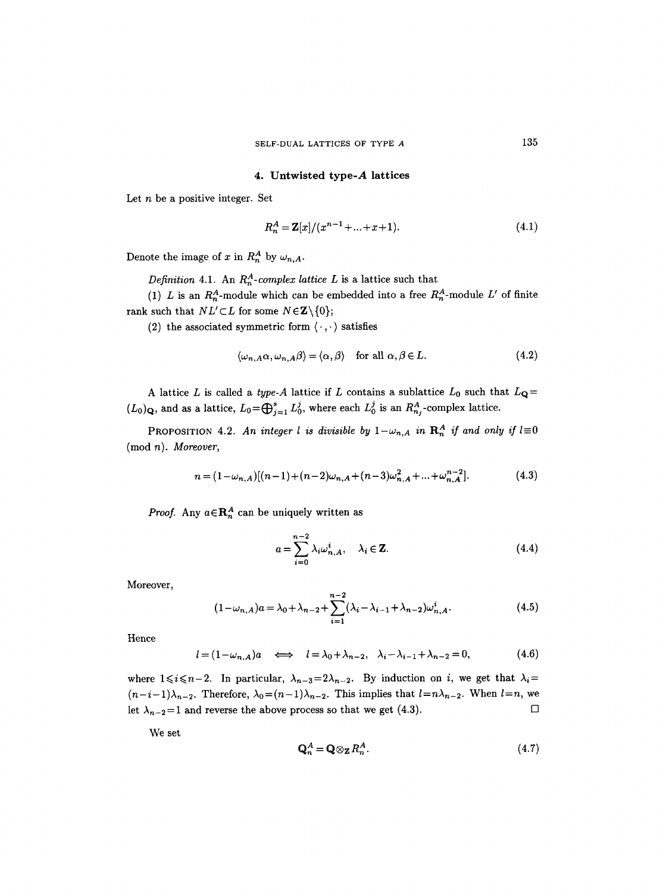## 4. Untwisted type-$A$ lattices

Let $n$ be a positive integer. Set

$$R_n^A = \mathbf{Z}[x]/(x^{n-1}+...+x+1). \tag{4.1}$$

Denote the image of $x$ in $R_n^A$ by $\omega_{n,A}$.

*Definition* 4.1. An *$R_n^A$-complex lattice* $L$ is a lattice such that

(1) $L$ is an $R_n^A$-module which can be embedded into a free $R_n^A$-module $L'$ of finite rank such that $NL' \subset L$ for some $N \in \mathbf{Z}\setminus\{0\}$;

(2) the associated symmetric form $\langle \cdot, \cdot \rangle$ satisfies

$$\langle \omega_{n,A}\alpha, \omega_{n,A}\beta\rangle = \langle \alpha, \beta\rangle \quad \text{for all } \alpha, \beta \in L. \tag{4.2}$$

A lattice $L$ is called a *type-$A$* lattice if $L$ contains a sublattice $L_0$ such that $L_{\mathbf{Q}} = (L_0)_{\mathbf{Q}}$, and as a lattice, $L_0 = \bigoplus_{j=1}^{s} L_0^j$, where each $L_0^j$ is an $R_{n_j}^A$-complex lattice.

PROPOSITION 4.2. *An integer $l$ is divisible by $1-\omega_{n,A}$ in $\mathbf{R}_n^A$ if and only if $l \equiv 0 \pmod{n}$. Moreover,*

$$n = (1-\omega_{n,A})[(n-1)+(n-2)\omega_{n,A}+(n-3)\omega_{n,A}^2+...+\omega_{n,A}^{n-2}]. \tag{4.3}$$

*Proof.* Any $a \in \mathbf{R}_n^A$ can be uniquely written as

$$a = \sum_{i=0}^{n-2} \lambda_i \omega_{n,A}^i, \quad \lambda_i \in \mathbf{Z}. \tag{4.4}$$

Moreover,

$$(1-\omega_{n,A})a = \lambda_0 + \lambda_{n-2} + \sum_{i=1}^{n-2} (\lambda_i - \lambda_{i-1} + \lambda_{n-2})\omega_{n,A}^i. \tag{4.5}$$

Hence

$$l = (1-\omega_{n,A})a \iff l = \lambda_0 + \lambda_{n-2}, \quad \lambda_i - \lambda_{i-1} + \lambda_{n-2} = 0, \tag{4.6}$$

where $1 \leqslant i \leqslant n-2$. In particular, $\lambda_{n-3} = 2\lambda_{n-2}$. By induction on $i$, we get that $\lambda_i = (n-i-1)\lambda_{n-2}$. Therefore, $\lambda_0 = (n-1)\lambda_{n-2}$. This implies that $l = n\lambda_{n-2}$. When $l = n$, we let $\lambda_{n-2} = 1$ and reverse the above process so that we get (4.3). $\square$

We set

$$\mathbf{Q}_n^A = \mathbf{Q} \otimes_{\mathbf{Z}} R_n^A. \tag{4.7}$$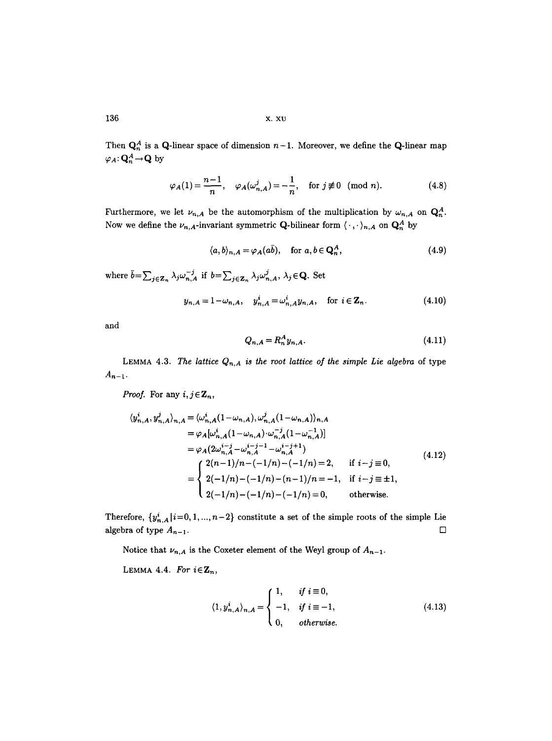Then $\mathbf{Q}_n^A$ is a $\mathbf{Q}$-linear space of dimension $n-1$. Moreover, we define the $\mathbf{Q}$-linear map $\varphi_A: \mathbf{Q}_n^A \to \mathbf{Q}$ by

$$\varphi_A(1) = \frac{n-1}{n}, \quad \varphi_A(\omega_{n,A}^j) = -\frac{1}{n}, \quad \text{for } j \not\equiv 0 \pmod{n}. \tag{4.8}$$

Furthermore, we let $\nu_{n,A}$ be the automorphism of the multiplication by $\omega_{n,A}$ on $\mathbf{Q}_n^A$. Now we define the $\nu_{n,A}$-invariant symmetric $\mathbf{Q}$-bilinear form $\langle \cdot, \cdot \rangle_{n,A}$ on $\mathbf{Q}_n^A$ by

$$\langle a, b \rangle_{n,A} = \varphi_A(a\bar{b}), \quad \text{for } a, b \in \mathbf{Q}_n^A, \tag{4.9}$$

where $\bar{b} = \sum_{j \in \mathbf{Z}_n} \lambda_j \omega_{n,A}^{-j}$ if $b = \sum_{j \in \mathbf{Z}_n} \lambda_j \omega_{n,A}^j$, $\lambda_j \in \mathbf{Q}$. Set

$$y_{n,A} = 1 - \omega_{n,A}, \quad y_{n,A}^i = \omega_{n,A}^i y_{n,A}, \quad \text{for } i \in \mathbf{Z}_n. \tag{4.10}$$

and

$$Q_{n,A} = R_n^A y_{n,A}. \tag{4.11}$$

LEMMA 4.3. *The lattice $Q_{n,A}$ is the root lattice of the simple Lie algebra* of type $A_{n-1}$.

*Proof.* For any $i, j \in \mathbf{Z}_n$,

$$\begin{aligned}
\langle y_{n,A}^i, y_{n,A}^j \rangle_{n,A} &= \langle \omega_{n,A}^i (1 - \omega_{n,A}), \omega_{n,A}^j (1 - \omega_{n,A}) \rangle_{n,A} \\
&= \varphi_A[\omega_{n,A}^i (1 - \omega_{n,A}) \cdot \omega_{n,A}^{-j} (1 - \omega_{n,A}^{-1})] \\
&= \varphi_A(2\omega_{n,A}^{i-j} - \omega_{n,A}^{i-j-1} - \omega_{n,A}^{i-j+1}) \\
&= \begin{cases} 2(n-1)/n - (-1/n) - (-1/n) = 2, & \text{if } i-j \equiv 0, \\ 2(-1/n) - (-1/n) - (n-1)/n = -1, & \text{if } i-j \equiv \pm 1, \\ 2(-1/n) - (-1/n) - (-1/n) = 0, & \text{otherwise.} \end{cases}
\end{aligned} \tag{4.12}$$

Therefore, $\{y_{n,A}^i \mid i = 0, 1, \ldots, n-2\}$ constitute a set of the simple roots of the simple Lie algebra of type $A_{n-1}$. $\square$

Notice that $\nu_{n,A}$ is the Coxeter element of the Weyl group of $A_{n-1}$.

LEMMA 4.4. *For $i \in \mathbf{Z}_n$,*

$$\langle 1, y_{n,A}^i \rangle_{n,A} = \begin{cases} 1, & \text{if } i \equiv 0, \\ -1, & \text{if } i \equiv -1, \\ 0, & \text{otherwise.} \end{cases} \tag{4.13}$$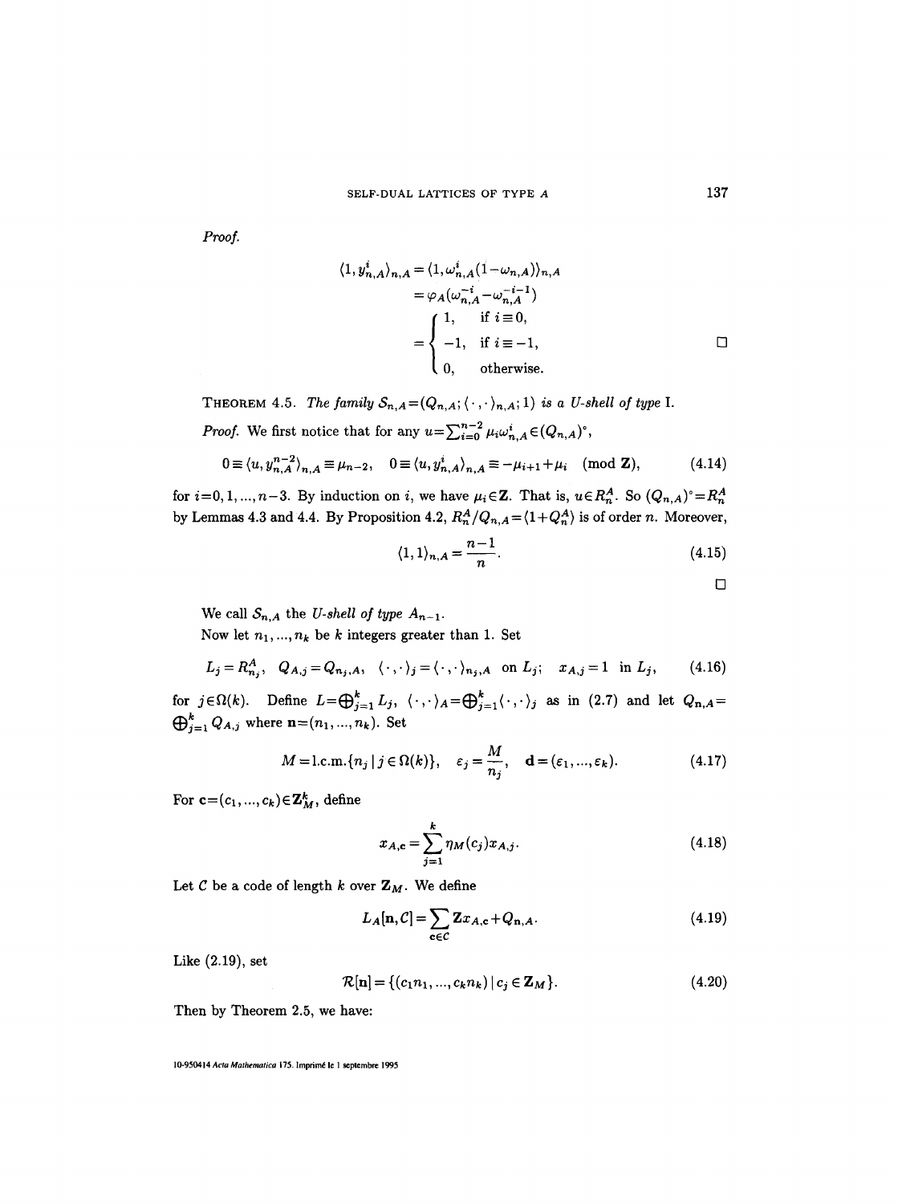*Proof.*

$$
\begin{aligned}
\langle 1, y^i_{n,A}\rangle_{n,A} &= \langle 1, \omega^i_{n,A}(1-\omega_{n,A})\rangle_{n,A} \\
&= \varphi_A(\omega^{-i}_{n,A} - \omega^{-i-1}_{n,A}) \\
&= \begin{cases} 1, & \text{if } i \equiv 0, \\ -1, & \text{if } i \equiv -1, \\ 0, & \text{otherwise.} \end{cases}
\end{aligned}
$$

□

THEOREM 4.5. *The family $\mathcal{S}_{n,A} = (Q_{n,A}; \langle \cdot , \cdot \rangle_{n,A}; 1)$ is a U-shell of type* I.

*Proof.* We first notice that for any $u = \sum_{i=0}^{n-2} \mu_i \omega^i_{n,A} \in (Q_{n,A})^\circ$,

$$
0 \equiv \langle u, y^{n-2}_{n,A}\rangle_{n,A} \equiv \mu_{n-2}, \quad 0 \equiv \langle u, y^i_{n,A}\rangle_{n,A} \equiv -\mu_{i+1} + \mu_i \pmod{\mathbf{Z}}, \tag{4.14}
$$

for $i = 0, 1, ..., n-3$. By induction on $i$, we have $\mu_i \in \mathbf{Z}$. That is, $u \in R^A_n$. So $(Q_{n,A})^\circ = R^A_n$ by Lemmas 4.3 and 4.4. By Proposition 4.2, $R^A_n / Q_{n,A} = \langle 1 + Q^A_n \rangle$ is of order $n$. Moreover,

$$
\langle 1, 1 \rangle_{n,A} = \frac{n-1}{n}. \tag{4.15}
$$

□

We call $\mathcal{S}_{n,A}$ the *U-shell of type $A_{n-1}$*.

Now let $n_1, ..., n_k$ be $k$ integers greater than 1. Set

$$
L_j = R^A_{n_j}, \quad Q_{A,j} = Q_{n_j,A}, \quad \langle \cdot , \cdot \rangle_j = \langle \cdot , \cdot \rangle_{n_j,A} \text{ on } L_j; \quad x_{A,j} = 1 \text{ in } L_j, \tag{4.16}
$$

for $j \in \Omega(k)$. Define $L = \bigoplus_{j=1}^k L_j$, $\langle \cdot , \cdot \rangle_A = \bigoplus_{j=1}^k \langle \cdot , \cdot \rangle_j$ as in (2.7) and let $Q_{\mathbf{n},A} = \bigoplus_{j=1}^k Q_{A,j}$ where $\mathbf{n} = (n_1, ..., n_k)$. Set

$$
M = \text{l.c.m.}\{n_j \mid j \in \Omega(k)\}, \quad \varepsilon_j = \frac{M}{n_j}, \quad \mathbf{d} = (\varepsilon_1, ..., \varepsilon_k). \tag{4.17}
$$

For $\mathbf{c} = (c_1, ..., c_k) \in \mathbf{Z}^k_M$, define

$$
x_{A,\mathbf{c}} = \sum_{j=1}^k \eta_M(c_j) x_{A,j}. \tag{4.18}
$$

Let $\mathcal{C}$ be a code of length $k$ over $\mathbf{Z}_M$. We define

$$
L_A[\mathbf{n}, \mathcal{C}] = \sum_{\mathbf{c} \in \mathcal{C}} \mathbf{Z} x_{A,\mathbf{c}} + Q_{\mathbf{n},A}. \tag{4.19}
$$

Like (2.19), set

$$
\mathcal{R}[\mathbf{n}] = \{(c_1 n_1, ..., c_k n_k) \mid c_j \in \mathbf{Z}_M\}. \tag{4.20}
$$

Then by Theorem 2.5, we have: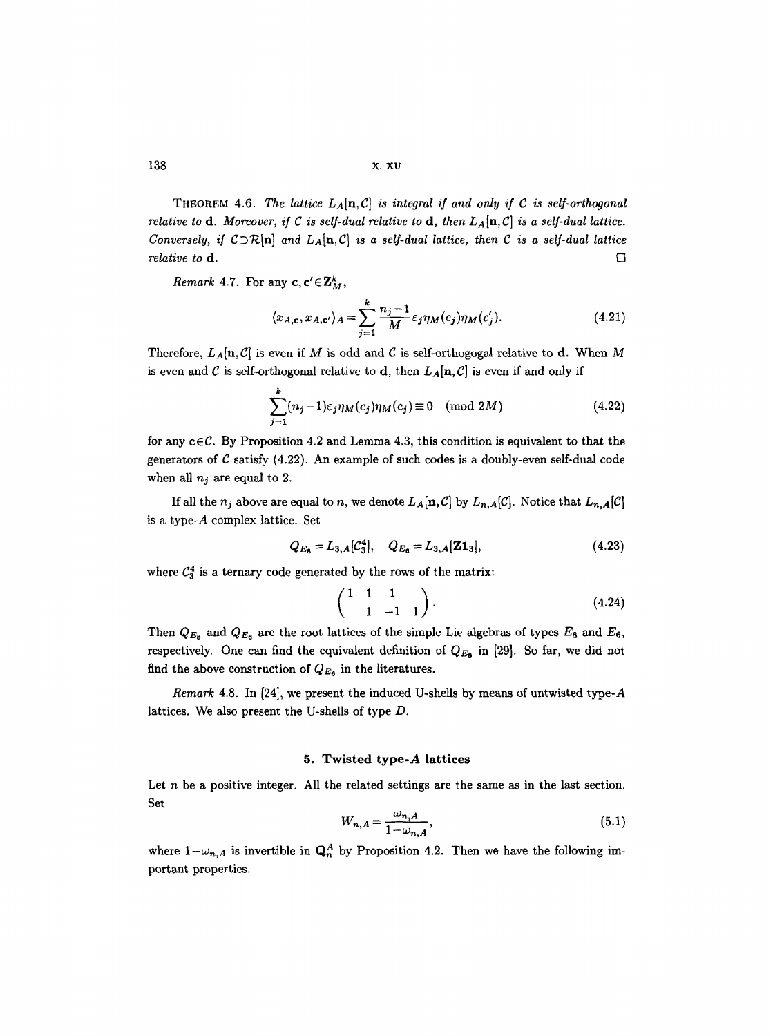THEOREM 4.6. *The lattice $L_A[\mathbf{n},\mathcal{C}]$ is integral if and only if $\mathcal{C}$ is self-orthogonal relative to* $\mathbf{d}$. *Moreover, if $\mathcal{C}$ is self-dual relative to* $\mathbf{d}$, *then $L_A[\mathbf{n},\mathcal{C}]$ is a self-dual lattice. Conversely, if $\mathcal{C}\supset\mathcal{R}[\mathbf{n}]$ and $L_A[\mathbf{n},\mathcal{C}]$ is a self-dual lattice, then $\mathcal{C}$ is a self-dual lattice relative to* $\mathbf{d}$. □

*Remark* 4.7. For any $\mathbf{c},\mathbf{c}'\in\mathbf{Z}_M^k$,

$$\langle x_{A,\mathbf{c}},x_{A,\mathbf{c}'}\rangle_A=\sum_{j=1}^{k}\frac{n_j-1}{M}\varepsilon_j\eta_M(c_j)\eta_M(c_j'). \tag{4.21}$$

Therefore, $L_A[\mathbf{n},\mathcal{C}]$ is even if $M$ is odd and $\mathcal{C}$ is self-orthogogal relative to $\mathbf{d}$. When $M$ is even and $\mathcal{C}$ is self-orthogonal relative to $\mathbf{d}$, then $L_A[\mathbf{n},\mathcal{C}]$ is even if and only if

$$\sum_{j=1}^{k}(n_j-1)\varepsilon_j\eta_M(c_j)\eta_M(c_j)\equiv 0 \pmod{2M} \tag{4.22}$$

for any $\mathbf{c}\in\mathcal{C}$. By Proposition 4.2 and Lemma 4.3, this condition is equivalent to that the generators of $\mathcal{C}$ satisfy (4.22). An example of such codes is a doubly-even self-dual code when all $n_j$ are equal to 2.

If all the $n_j$ above are equal to $n$, we denote $L_A[\mathbf{n},\mathcal{C}]$ by $L_{n,A}[\mathcal{C}]$. Notice that $L_{n,A}[\mathcal{C}]$ is a type-$A$ complex lattice. Set

$$Q_{E_8}=L_{3,A}[\mathcal{C}_3^4],\quad Q_{E_6}=L_{3,A}[\mathbf{Z}\mathbf{1}_3], \tag{4.23}$$

where $\mathcal{C}_3^4$ is a ternary code generated by the rows of the matrix:

$$\begin{pmatrix}1 & 1 & 1 & \\ & 1 & -1 & 1\end{pmatrix}. \tag{4.24}$$

Then $Q_{E_8}$ and $Q_{E_6}$ are the root lattices of the simple Lie algebras of types $E_8$ and $E_6$, respectively. One can find the equivalent definition of $Q_{E_8}$ in [29]. So far, we did not find the above construction of $Q_{E_6}$ in the literatures.

*Remark* 4.8. In [24], we present the induced U-shells by means of untwisted type-$A$ lattices. We also present the U-shells of type $D$.

## 5. Twisted type-$A$ lattices

Let $n$ be a positive integer. All the related settings are the same as in the last section. Set

$$W_{n,A}=\frac{\omega_{n,A}}{1-\omega_{n,A}}, \tag{5.1}$$

where $1-\omega_{n,A}$ is invertible in $\mathbf{Q}_n^A$ by Proposition 4.2. Then we have the following important properties.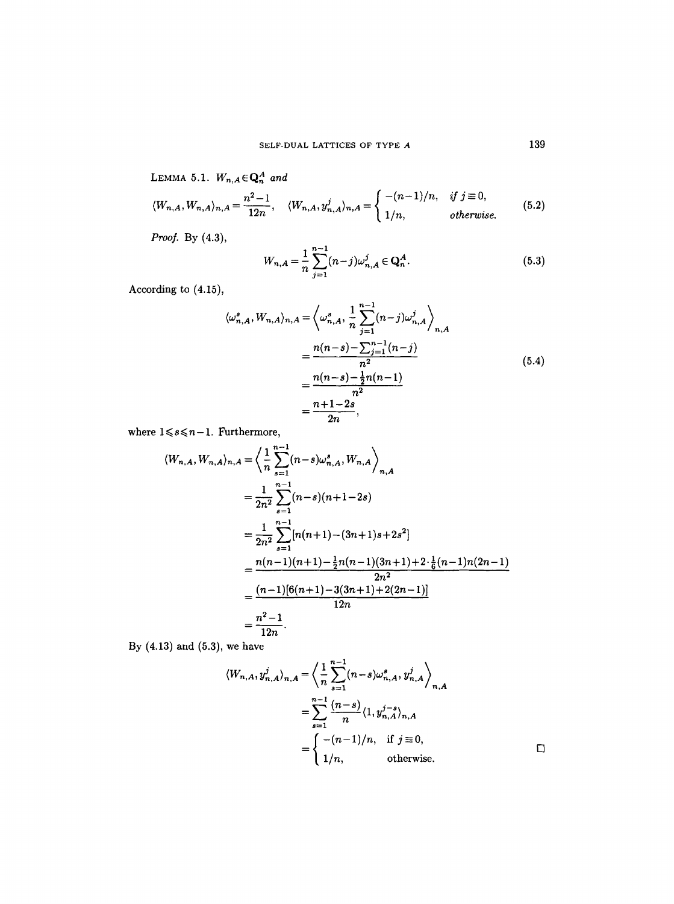**Lemma 5.1.** $W_{n,A} \in \mathbf{Q}_n^A$ *and*

$$\langle W_{n,A}, W_{n,A} \rangle_{n,A} = \frac{n^2-1}{12n}, \quad \langle W_{n,A}, y_{n,A}^j \rangle_{n,A} = \begin{cases} -(n-1)/n, & \textit{if } j \equiv 0, \\ 1/n, & \textit{otherwise.} \end{cases} \tag{5.2}$$

*Proof.* By (4.3),

$$W_{n,A} = \frac{1}{n} \sum_{j=1}^{n-1} (n-j) \omega_{n,A}^j \in \mathbf{Q}_n^A. \tag{5.3}$$

According to (4.15),

$$\begin{aligned} \langle \omega_{n,A}^s, W_{n,A} \rangle_{n,A} &= \left\langle \omega_{n,A}^s, \frac{1}{n} \sum_{j=1}^{n-1} (n-j) \omega_{n,A}^j \right\rangle_{n,A} \\ &= \frac{n(n-s) - \sum_{j=1}^{n-1} (n-j)}{n^2} \\ &= \frac{n(n-s) - \frac{1}{2} n(n-1)}{n^2} \\ &= \frac{n+1-2s}{2n}, \end{aligned} \tag{5.4}$$

where $1 \leqslant s \leqslant n-1$. Furthermore,

$$\begin{aligned} \langle W_{n,A}, W_{n,A} \rangle_{n,A} &= \left\langle \frac{1}{n} \sum_{s=1}^{n-1} (n-s) \omega_{n,A}^s, W_{n,A} \right\rangle_{n,A} \\ &= \frac{1}{2n^2} \sum_{s=1}^{n-1} (n-s)(n+1-2s) \\ &= \frac{1}{2n^2} \sum_{s=1}^{n-1} [n(n+1) - (3n+1)s + 2s^2] \\ &= \frac{n(n-1)(n+1) - \frac{1}{2} n(n-1)(3n+1) + 2 \cdot \frac{1}{6} (n-1) n (2n-1)}{2n^2} \\ &= \frac{(n-1)[6(n+1) - 3(3n+1) + 2(2n-1)]}{12n} \\ &= \frac{n^2-1}{12n}. \end{aligned}$$

By (4.13) and (5.3), we have

$$\begin{aligned} \langle W_{n,A}, y_{n,A}^j \rangle_{n,A} &= \left\langle \frac{1}{n} \sum_{s=1}^{n-1} (n-s) \omega_{n,A}^s, y_{n,A}^j \right\rangle_{n,A} \\ &= \sum_{s=1}^{n-1} \frac{(n-s)}{n} \langle 1, y_{n,A}^{j-s} \rangle_{n,A} \\ &= \begin{cases} -(n-1)/n, & \text{if } j \equiv 0, \\ 1/n, & \text{otherwise.} \end{cases} \end{aligned}$$

$\square$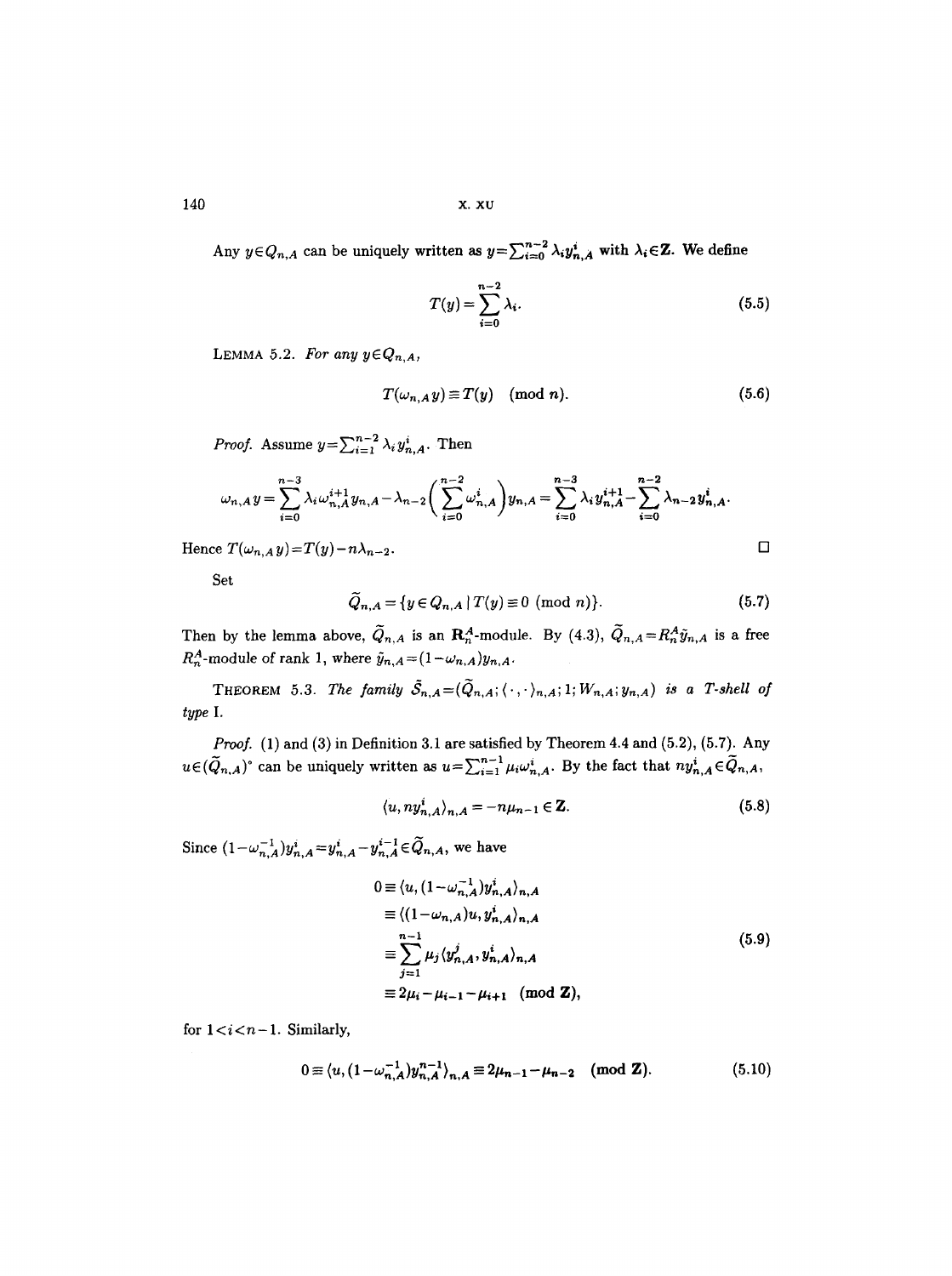Any $y \in Q_{n,A}$ can be uniquely written as $y = \sum_{i=0}^{n-2} \lambda_i y_{n,A}^i$ with $\lambda_i \in \mathbf{Z}$. We define

$$T(y) = \sum_{i=0}^{n-2} \lambda_i. \tag{5.5}$$

LEMMA 5.2. *For any $y \in Q_{n,A}$,*

$$T(\omega_{n,A} y) \equiv T(y) \pmod{n}. \tag{5.6}$$

*Proof.* Assume $y = \sum_{i=1}^{n-2} \lambda_i y_{n,A}^i$. Then

$$\omega_{n,A} y = \sum_{i=0}^{n-3} \lambda_i \omega_{n,A}^{i+1} y_{n,A} - \lambda_{n-2} \left( \sum_{i=0}^{n-2} \omega_{n,A}^i \right) y_{n,A} = \sum_{i=0}^{n-3} \lambda_i y_{n,A}^{i+1} - \sum_{i=0}^{n-2} \lambda_{n-2} y_{n,A}^i.$$

Hence $T(\omega_{n,A} y) = T(y) - n\lambda_{n-2}$. □

Set

$$\widetilde{Q}_{n,A} = \{ y \in Q_{n,A} \mid T(y) \equiv 0 \pmod{n} \}. \tag{5.7}$$

Then by the lemma above, $\widetilde{Q}_{n,A}$ is an $\mathbf{R}_n^A$-module. By (4.3), $\widetilde{Q}_{n,A} = R_n^A \tilde{y}_{n,A}$ is a free $R_n^A$-module of rank 1, where $\tilde{y}_{n,A} = (1 - \omega_{n,A}) y_{n,A}$.

THEOREM 5.3. *The family $\tilde{\mathcal{S}}_{n,A} = (\widetilde{Q}_{n,A}; \langle \cdot, \cdot \rangle_{n,A}; 1; W_{n,A}; y_{n,A})$ is a T-shell of type* I.

*Proof.* (1) and (3) in Definition 3.1 are satisfied by Theorem 4.4 and (5.2), (5.7). Any $u \in (\widetilde{Q}_{n,A})^\circ$ can be uniquely written as $u = \sum_{i=1}^{n-1} \mu_i \omega_{n,A}^i$. By the fact that $n y_{n,A}^i \in \widetilde{Q}_{n,A}$,

$$\langle u, n y_{n,A}^i \rangle_{n,A} = -n \mu_{n-1} \in \mathbf{Z}. \tag{5.8}$$

Since $(1 - \omega_{n,A}^{-1}) y_{n,A}^i = y_{n,A}^i - y_{n,A}^{i-1} \in \widetilde{Q}_{n,A}$, we have

$$\begin{aligned} 0 &\equiv \langle u, (1 - \omega_{n,A}^{-1}) y_{n,A}^i \rangle_{n,A} \\ &\equiv \langle (1 - \omega_{n,A}) u, y_{n,A}^i \rangle_{n,A} \\ &\equiv \sum_{j=1}^{n-1} \mu_j \langle y_{n,A}^j, y_{n,A}^i \rangle_{n,A} \\ &\equiv 2\mu_i - \mu_{i-1} - \mu_{i+1} \pmod{\mathbf{Z}}, \end{aligned} \tag{5.9}$$

for $1 < i < n-1$. Similarly,

$$0 \equiv \langle u, (1 - \omega_{n,A}^{-1}) y_{n,A}^{n-1} \rangle_{n,A} \equiv 2\mu_{n-1} - \mu_{n-2} \pmod{\mathbf{Z}}. \tag{5.10}$$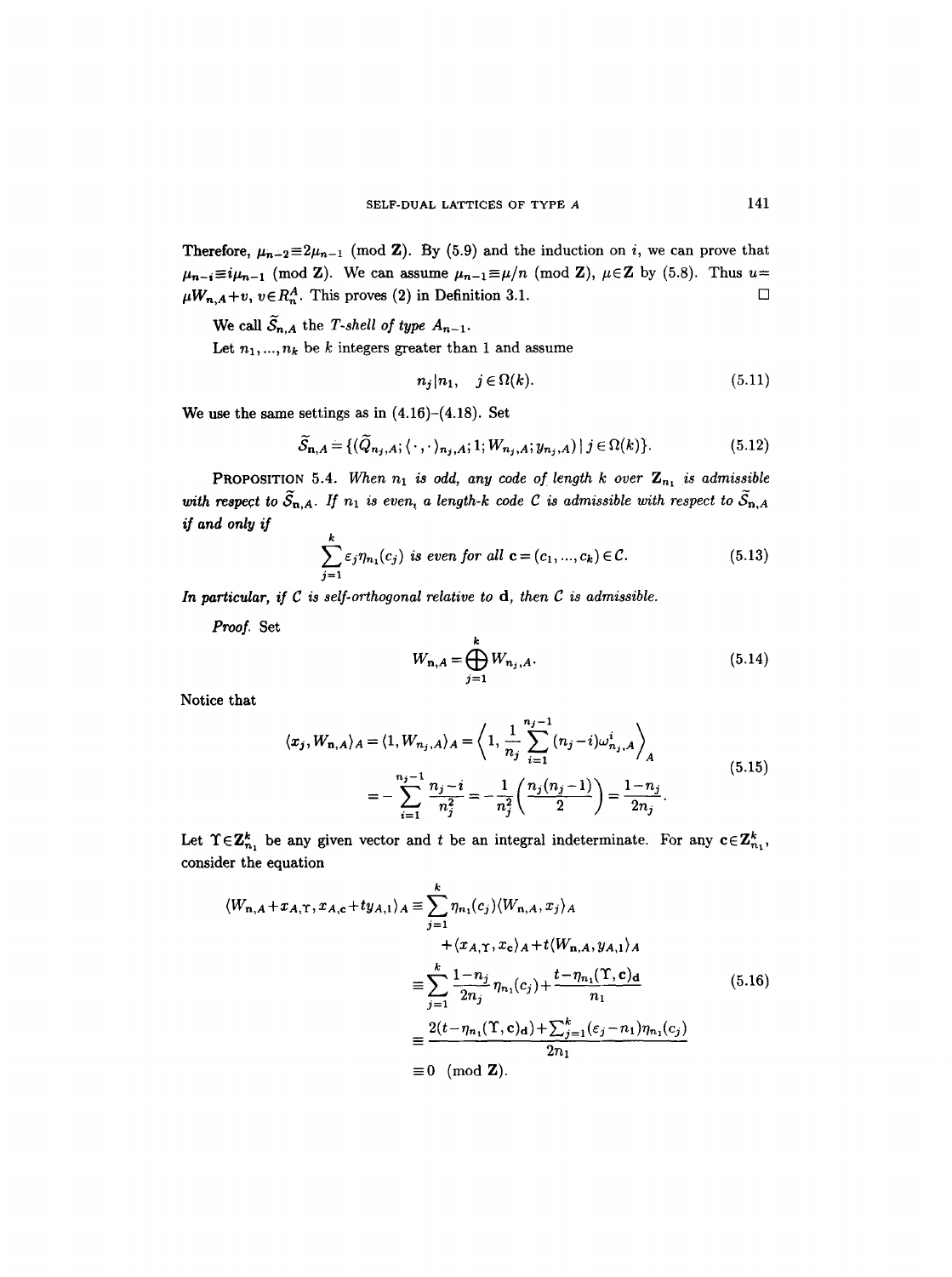Therefore, $\mu_{n-2} \equiv 2\mu_{n-1}$ (mod $\mathbf{Z}$). By (5.9) and the induction on $i$, we can prove that $\mu_{n-i} \equiv i\mu_{n-1}$ (mod $\mathbf{Z}$). We can assume $\mu_{n-1} \equiv \mu/n$ (mod $\mathbf{Z}$), $\mu \in \mathbf{Z}$ by (5.8). Thus $u = \mu W_{n,A} + v$, $v \in R_n^A$. This proves (2) in Definition 3.1. $\square$

We call $\widetilde{\mathcal{S}}_{n,A}$ the *T-shell of type $A_{n-1}$*.

Let $n_1, \ldots, n_k$ be $k$ integers greater than 1 and assume

$$n_j | n_1, \quad j \in \Omega(k). \tag{5.11}$$

We use the same settings as in (4.16)–(4.18). Set

$$\widetilde{\mathcal{S}}_{\mathbf{n},A} = \{(\widetilde{Q}_{n_j,A}; \langle \cdot, \cdot \rangle_{n_j,A}; 1; W_{n_j,A}; y_{n_j,A}) \mid j \in \Omega(k)\}. \tag{5.12}$$

**PROPOSITION 5.4.** *When $n_1$ is odd, any code of length $k$ over $\mathbf{Z}_{n_1}$ is admissible with respect to $\widetilde{\mathcal{S}}_{\mathbf{n},A}$. If $n_1$ is even, a length-$k$ code $\mathcal{C}$ is admissible with respect to $\widetilde{\mathcal{S}}_{\mathbf{n},A}$ if and only if*

$$\sum_{j=1}^{k} \varepsilon_j \eta_{n_1}(c_j) \text{ is even for all } \mathbf{c} = (c_1, \ldots, c_k) \in \mathcal{C}. \tag{5.13}$$

*In particular, if $\mathcal{C}$ is self-orthogonal relative to $\mathbf{d}$, then $\mathcal{C}$ is admissible.*

*Proof.* Set

$$W_{\mathbf{n},A} = \bigoplus_{j=1}^{k} W_{n_j,A}. \tag{5.14}$$

Notice that

$$\begin{aligned} \langle x_j, W_{\mathbf{n},A} \rangle_A = \langle 1, W_{n_j,A} \rangle_A &= \left\langle 1, \frac{1}{n_j} \sum_{i=1}^{n_j-1} (n_j - i)\omega_{n_j,A}^i \right\rangle_A \\ &= -\sum_{i=1}^{n_j-1} \frac{n_j - i}{n_j^2} = -\frac{1}{n_j^2}\left(\frac{n_j(n_j-1)}{2}\right) = \frac{1-n_j}{2n_j}. \end{aligned} \tag{5.15}$$

Let $\Upsilon \in \mathbf{Z}_{n_1}^k$ be any given vector and $t$ be an integral indeterminate. For any $\mathbf{c} \in \mathbf{Z}_{n_1}^k$, consider the equation

$$\begin{aligned} \langle W_{\mathbf{n},A} + x_{A,\Upsilon}, x_{A,\mathbf{c}} + t y_{A,1} \rangle_A &\equiv \sum_{j=1}^{k} \eta_{n_1}(c_j) \langle W_{\mathbf{n},A}, x_j \rangle_A \\ &\quad + \langle x_{A,\Upsilon}, x_{\mathbf{c}} \rangle_A + t \langle W_{\mathbf{n},A}, y_{A,1} \rangle_A \\ &\equiv \sum_{j=1}^{k} \frac{1-n_j}{2n_j} \eta_{n_1}(c_j) + \frac{t - \eta_{n_1}(\Upsilon, \mathbf{c})_{\mathbf{d}}}{n_1} \\ &\equiv \frac{2(t - \eta_{n_1}(\Upsilon, \mathbf{c})_{\mathbf{d}}) + \sum_{j=1}^{k} (\varepsilon_j - n_1)\eta_{n_1}(c_j)}{2n_1} \\ &\equiv 0 \pmod{\mathbf{Z}}. \end{aligned} \tag{5.16}$$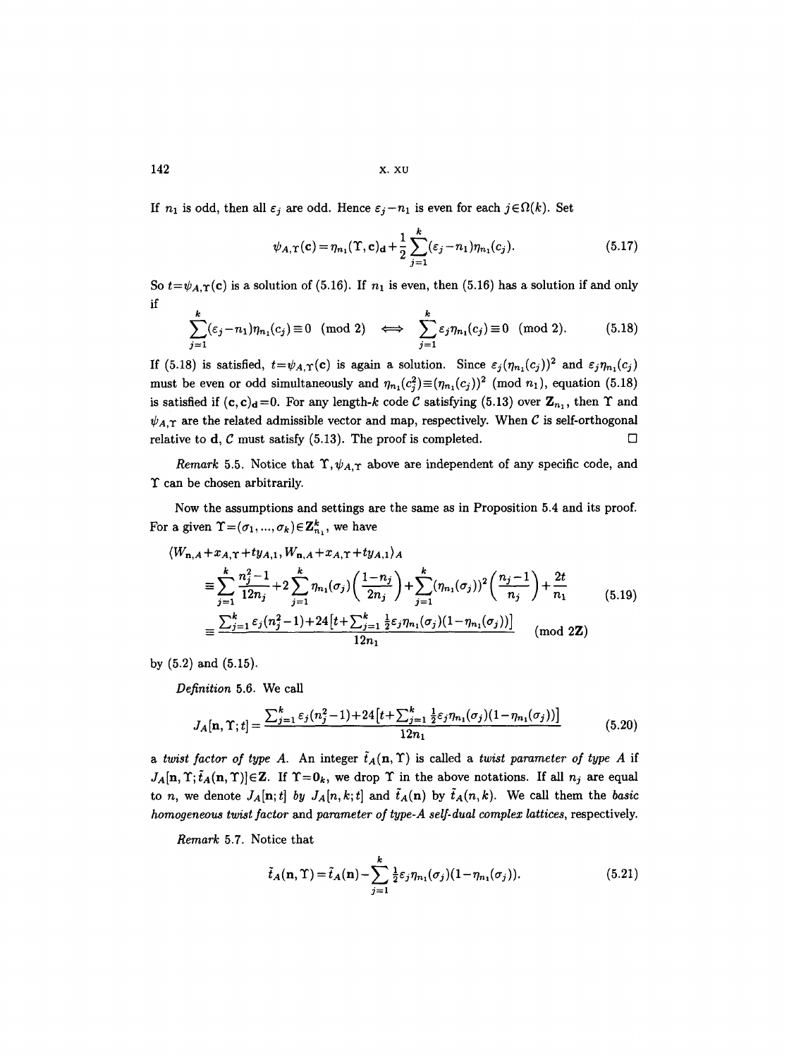If $n_1$ is odd, then all $\varepsilon_j$ are odd. Hence $\varepsilon_j - n_1$ is even for each $j \in \Omega(k)$. Set

$$\psi_{A,\Upsilon}(\mathbf{c}) = \eta_{n_1}(\Upsilon, \mathbf{c})_{\mathbf{d}} + \frac{1}{2}\sum_{j=1}^{k}(\varepsilon_j - n_1)\eta_{n_1}(c_j). \tag{5.17}$$

So $t = \psi_{A,\Upsilon}(\mathbf{c})$ is a solution of (5.16). If $n_1$ is even, then (5.16) has a solution if and only if

$$\sum_{j=1}^{k}(\varepsilon_j - n_1)\eta_{n_1}(c_j) \equiv 0 \pmod 2 \iff \sum_{j=1}^{k}\varepsilon_j \eta_{n_1}(c_j) \equiv 0 \pmod 2. \tag{5.18}$$

If (5.18) is satisfied, $t = \psi_{A,\Upsilon}(\mathbf{c})$ is again a solution. Since $\varepsilon_j(\eta_{n_1}(c_j))^2$ and $\varepsilon_j \eta_{n_1}(c_j)$ must be even or odd simultaneously and $\eta_{n_1}(c_j^2) \equiv (\eta_{n_1}(c_j))^2 \pmod{n_1}$, equation (5.18) is satisfied if $(\mathbf{c}, \mathbf{c})_{\mathbf{d}} = 0$. For any length-$k$ code $\mathcal{C}$ satisfying (5.13) over $\mathbf{Z}_{n_1}$, then $\Upsilon$ and $\psi_{A,\Upsilon}$ are the related admissible vector and map, respectively. When $\mathcal{C}$ is self-orthogonal relative to $\mathbf{d}$, $\mathcal{C}$ must satisfy (5.13). The proof is completed. □

*Remark* 5.5. Notice that $\Upsilon, \psi_{A,\Upsilon}$ above are independent of any specific code, and $\Upsilon$ can be chosen arbitrarily.

Now the assumptions and settings are the same as in Proposition 5.4 and its proof. For a given $\Upsilon = (\sigma_1, ..., \sigma_k) \in \mathbf{Z}_{n_1}^k$, we have

$$\begin{aligned}
&\langle W_{\mathbf{n},A} + x_{A,\Upsilon} + t y_{A,1}, W_{\mathbf{n},A} + x_{A,\Upsilon} + t y_{A,1}\rangle_A \\
&\quad \equiv \sum_{j=1}^{k}\frac{n_j^2 - 1}{12 n_j} + 2\sum_{j=1}^{k}\eta_{n_1}(\sigma_j)\left(\frac{1 - n_j}{2n_j}\right) + \sum_{j=1}^{k}(\eta_{n_1}(\sigma_j))^2\left(\frac{n_j - 1}{n_j}\right) + \frac{2t}{n_1} \\
&\quad \equiv \frac{\sum_{j=1}^{k}\varepsilon_j(n_j^2 - 1) + 24\left[t + \sum_{j=1}^{k}\frac{1}{2}\varepsilon_j \eta_{n_1}(\sigma_j)(1 - \eta_{n_1}(\sigma_j))\right]}{12 n_1} \pmod{2\mathbf{Z}}
\end{aligned} \tag{5.19}$$

by (5.2) and (5.15).

*Definition* 5.6. We call

$$J_A[\mathbf{n}, \Upsilon; t] = \frac{\sum_{j=1}^{k}\varepsilon_j(n_j^2 - 1) + 24\left[t + \sum_{j=1}^{k}\frac{1}{2}\varepsilon_j \eta_{n_1}(\sigma_j)(1 - \eta_{n_1}(\sigma_j))\right]}{12 n_1} \tag{5.20}$$

a *twist factor of type A*. An integer $\tilde{t}_A(\mathbf{n}, \Upsilon)$ is called a *twist parameter of type A* if $J_A[\mathbf{n}, \Upsilon; \tilde{t}_A(\mathbf{n}, \Upsilon)] \in \mathbf{Z}$. If $\Upsilon = \mathbf{0}_k$, we drop $\Upsilon$ in the above notations. If all $n_j$ are equal to $n$, we denote $J_A[\mathbf{n}; t]$ *by* $J_A[n, k; t]$ and $\tilde{t}_A(\mathbf{n})$ by $\tilde{t}_A(n, k)$. We call them the *basic homogeneous twist factor* and *parameter of type-A self-dual complex lattices*, respectively.

*Remark* 5.7. Notice that

$$\tilde{t}_A(\mathbf{n}, \Upsilon) = \tilde{t}_A(\mathbf{n}) - \sum_{j=1}^{k}\tfrac{1}{2}\varepsilon_j \eta_{n_1}(\sigma_j)(1 - \eta_{n_1}(\sigma_j)). \tag{5.21}$$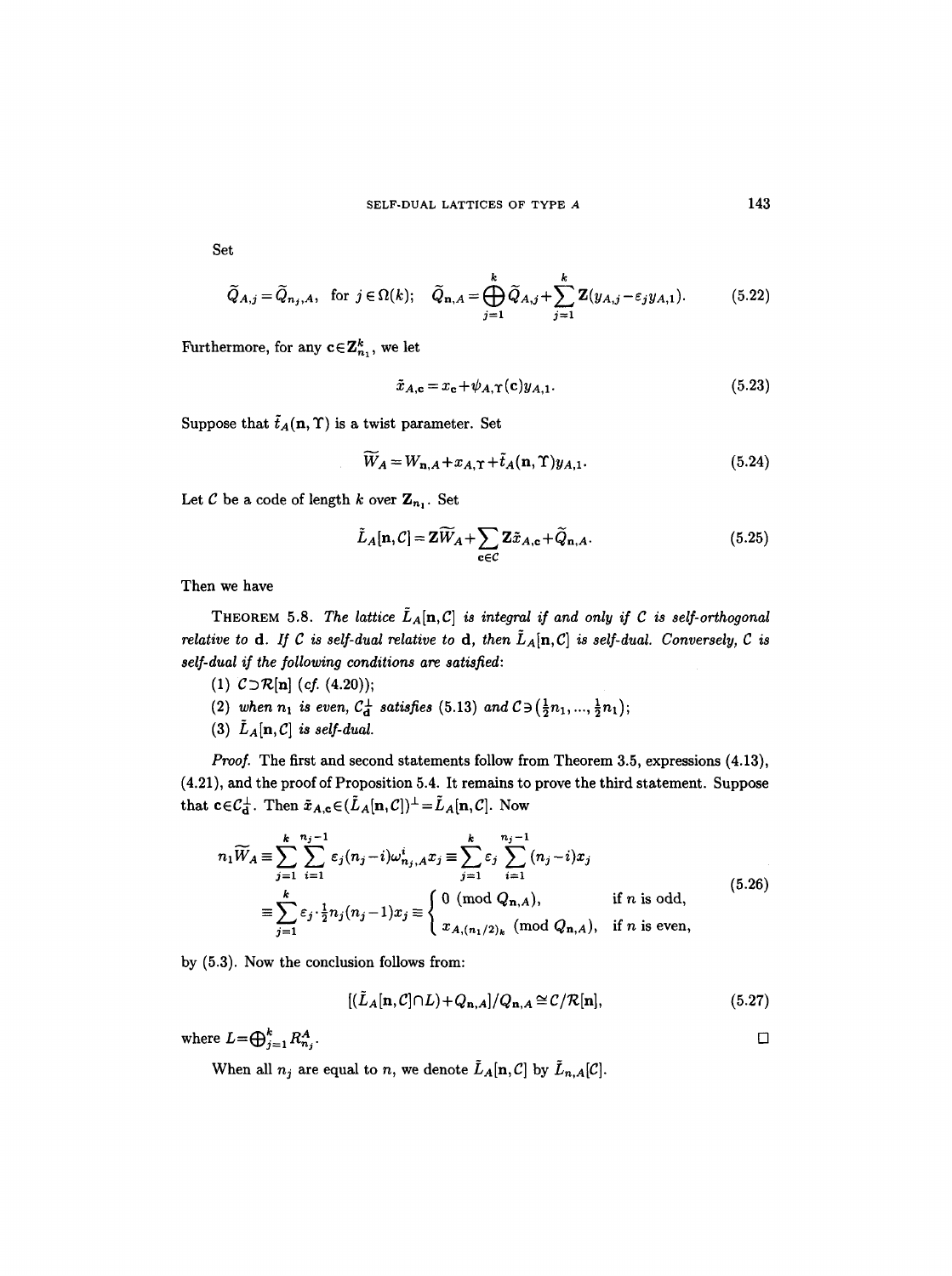Set

$$\widetilde{Q}_{A,j} = \widetilde{Q}_{n_j,A}, \quad \text{for } j \in \Omega(k); \quad \widetilde{Q}_{\mathbf{n},A} = \bigoplus_{j=1}^{k} \widetilde{Q}_{A,j} + \sum_{j=1}^{k} \mathbf{Z}(y_{A,j} - \varepsilon_j y_{A,1}). \tag{5.22}$$

Furthermore, for any $\mathbf{c} \in \mathbf{Z}_{n_1}^k$, we let

$$\tilde{x}_{A,\mathbf{c}} = x_{\mathbf{c}} + \psi_{A,\Upsilon}(\mathbf{c}) y_{A,1}. \tag{5.23}$$

Suppose that $\tilde{t}_A(\mathbf{n}, \Upsilon)$ is a twist parameter. Set

$$\widetilde{W}_A = W_{\mathbf{n},A} + x_{A,\Upsilon} + \tilde{t}_A(\mathbf{n}, \Upsilon) y_{A,1}. \tag{5.24}$$

Let $\mathcal{C}$ be a code of length $k$ over $\mathbf{Z}_{n_1}$. Set

$$\tilde{L}_A[\mathbf{n}, \mathcal{C}] = \mathbf{Z}\widetilde{W}_A + \sum_{\mathbf{c} \in \mathcal{C}} \mathbf{Z}\tilde{x}_{A,\mathbf{c}} + \widetilde{Q}_{\mathbf{n},A}. \tag{5.25}$$

Then we have

THEOREM 5.8. *The lattice $\tilde{L}_A[\mathbf{n}, \mathcal{C}]$ is integral if and only if $\mathcal{C}$ is self-orthogonal relative to $\mathbf{d}$. If $\mathcal{C}$ is self-dual relative to $\mathbf{d}$, then $\tilde{L}_A[\mathbf{n}, \mathcal{C}]$ is self-dual. Conversely, $\mathcal{C}$ is self-dual if the following conditions are satisfied:*

*(1) $\mathcal{C} \supset \mathcal{R}[\mathbf{n}]$ (cf. (4.20));*

*(2) when $n_1$ is even, $\mathcal{C}_{\mathbf{d}}^{\perp}$ satisfies (5.13) and $\mathcal{C} \ni \left(\frac{1}{2}n_1, \ldots, \frac{1}{2}n_1\right)$;*

*(3) $\tilde{L}_A[\mathbf{n}, \mathcal{C}]$ is self-dual.*

*Proof.* The first and second statements follow from Theorem 3.5, expressions (4.13), (4.21), and the proof of Proposition 5.4. It remains to prove the third statement. Suppose that $\mathbf{c} \in \mathcal{C}_{\mathbf{d}}^{\perp}$. Then $\tilde{x}_{A,\mathbf{c}} \in (\tilde{L}_A[\mathbf{n}, \mathcal{C}])^{\perp} = \tilde{L}_A[\mathbf{n}, \mathcal{C}]$. Now

$$\begin{aligned} n_1 \widetilde{W}_A &\equiv \sum_{j=1}^{k} \sum_{i=1}^{n_j - 1} \varepsilon_j (n_j - i) \omega_{n_j,A}^i x_j \equiv \sum_{j=1}^{k} \varepsilon_j \sum_{i=1}^{n_j - 1} (n_j - i) x_j \\ &\equiv \sum_{j=1}^{k} \varepsilon_j \cdot \tfrac{1}{2} n_j (n_j - 1) x_j \equiv \begin{cases} 0 \pmod{Q_{\mathbf{n},A}}, & \text{if } n \text{ is odd}, \\ x_{A,(n_1/2)_k} \pmod{Q_{\mathbf{n},A}}, & \text{if } n \text{ is even}, \end{cases} \end{aligned} \tag{5.26}$$

by (5.3). Now the conclusion follows from:

$$[(\tilde{L}_A[\mathbf{n}, \mathcal{C}] \cap L) + Q_{\mathbf{n},A}] / Q_{\mathbf{n},A} \cong \mathcal{C} / \mathcal{R}[\mathbf{n}], \tag{5.27}$$

where $L = \bigoplus_{j=1}^{k} R_{n_j}^A$. $\square$

When all $n_j$ are equal to $n$, we denote $\tilde{L}_A[\mathbf{n}, \mathcal{C}]$ by $\tilde{L}_{n,A}[\mathcal{C}]$.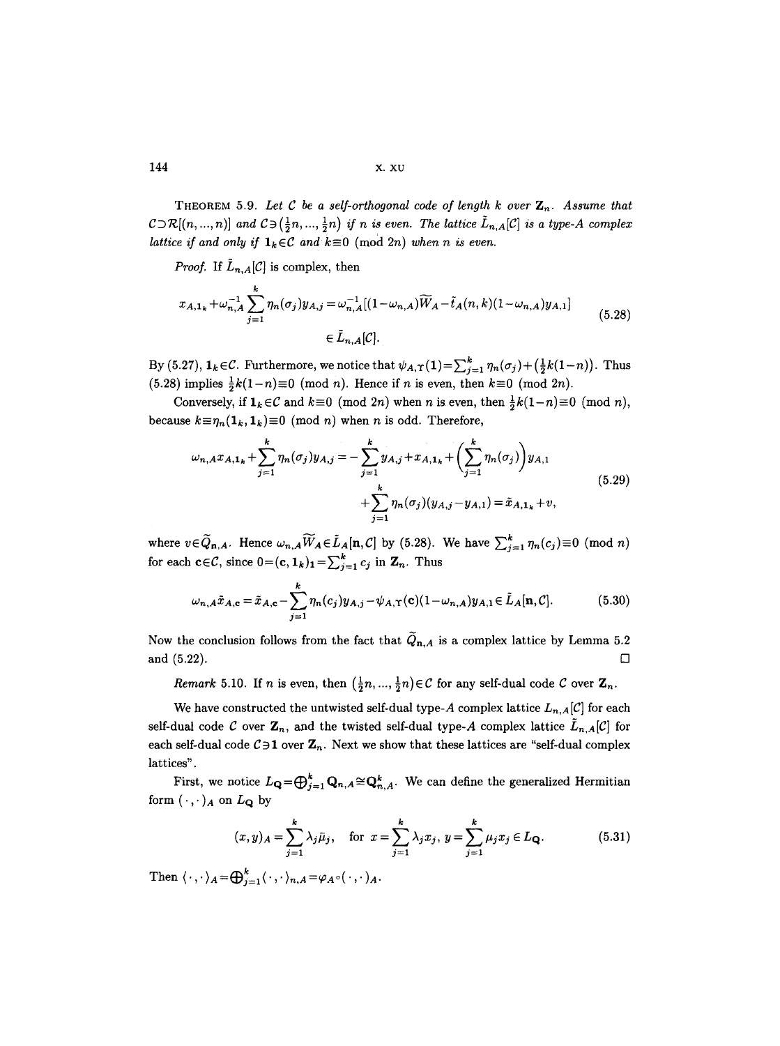**THEOREM 5.9.** *Let $\mathcal{C}$ be a self-orthogonal code of length $k$ over $\mathbf{Z}_n$. Assume that $\mathcal{C}\supset\mathcal{R}[(n,...,n)]$ and $\mathcal{C}\ni(\frac{1}{2}n,...,\frac{1}{2}n)$ if $n$ is even. The lattice $\tilde{L}_{n,A}[\mathcal{C}]$ is a type-A complex lattice if and only if $\mathbf{1}_k\in\mathcal{C}$ and $k\equiv 0 \pmod{2n}$ when $n$ is even.*

*Proof.* If $\tilde{L}_{n,A}[\mathcal{C}]$ is complex, then

$$
\begin{aligned}
x_{A,\mathbf{1}_k}+\omega_{n,A}^{-1}\sum_{j=1}^{k}\eta_n(\sigma_j)y_{A,j}&=\omega_{n,A}^{-1}[(1-\omega_{n,A})\widetilde{W}_A-\tilde{t}_A(n,k)(1-\omega_{n,A})y_{A,1}] \\
&\in\tilde{L}_{n,A}[\mathcal{C}].
\end{aligned}
\tag{5.28}
$$

By (5.27), $\mathbf{1}_k\in\mathcal{C}$. Furthermore, we notice that $\psi_{A,\Upsilon}(\mathbf{1})=\sum_{j=1}^{k}\eta_n(\sigma_j)+(\frac{1}{2}k(1-n))$. Thus (5.28) implies $\frac{1}{2}k(1-n)\equiv 0 \pmod{n}$. Hence if $n$ is even, then $k\equiv 0 \pmod{2n}$.

Conversely, if $\mathbf{1}_k\in\mathcal{C}$ and $k\equiv 0 \pmod{2n}$ when $n$ is even, then $\frac{1}{2}k(1-n)\equiv 0 \pmod{n}$, because $k\equiv\eta_n(\mathbf{1}_k,\mathbf{1}_k)\equiv 0 \pmod{n}$ when $n$ is odd. Therefore,

$$
\begin{aligned}
\omega_{n,A}x_{A,\mathbf{1}_k}+\sum_{j=1}^{k}\eta_n(\sigma_j)y_{A,j}&=-\sum_{j=1}^{k}y_{A,j}+x_{A,\mathbf{1}_k}+\Big(\sum_{j=1}^{k}\eta_n(\sigma_j)\Big)y_{A,1} \\
&\quad+\sum_{j=1}^{k}\eta_n(\sigma_j)(y_{A,j}-y_{A,1})=\tilde{x}_{A,\mathbf{1}_k}+v,
\end{aligned}
\tag{5.29}
$$

where $v\in\widetilde{Q}_{\mathbf{n},A}$. Hence $\omega_{n,A}\widetilde{W}_A\in\tilde{L}_A[\mathbf{n},\mathcal{C}]$ by (5.28). We have $\sum_{j=1}^{k}\eta_n(c_j)\equiv 0 \pmod{n}$ for each $\mathbf{c}\in\mathcal{C}$, since $0=(\mathbf{c},\mathbf{1}_k)_1=\sum_{j=1}^{k}c_j$ in $\mathbf{Z}_n$. Thus

$$
\omega_{n,A}\tilde{x}_{A,\mathbf{c}}=\tilde{x}_{A,\mathbf{c}}-\sum_{j=1}^{k}\eta_n(c_j)y_{A,j}-\psi_{A,\Upsilon}(\mathbf{c})(1-\omega_{n,A})y_{A,1}\in\tilde{L}_A[\mathbf{n},\mathcal{C}].
\tag{5.30}
$$

Now the conclusion follows from the fact that $\widetilde{Q}_{\mathbf{n},A}$ is a complex lattice by Lemma 5.2 and (5.22). $\square$

*Remark* 5.10. If $n$ is even, then $(\frac{1}{2}n,...,\frac{1}{2}n)\in\mathcal{C}$ for any self-dual code $\mathcal{C}$ over $\mathbf{Z}_n$.

We have constructed the untwisted self-dual type-$A$ complex lattice $L_{n,A}[\mathcal{C}]$ for each self-dual code $\mathcal{C}$ over $\mathbf{Z}_n$, and the twisted self-dual type-$A$ complex lattice $\tilde{L}_{n,A}[\mathcal{C}]$ for each self-dual code $\mathcal{C}\ni\mathbf{1}$ over $\mathbf{Z}_n$. Next we show that these lattices are "self-dual complex lattices".

First, we notice $L_{\mathbf{Q}}=\bigoplus_{j=1}^{k}\mathbf{Q}_{n,A}\cong\mathbf{Q}_{n,A}^k$. We can define the generalized Hermitian form $(\cdot,\cdot)_A$ on $L_{\mathbf{Q}}$ by

$$
(x,y)_A=\sum_{j=1}^{k}\lambda_j\bar{\mu}_j,\quad\text{for } x=\sum_{j=1}^{k}\lambda_jx_j,\ y=\sum_{j=1}^{k}\mu_jx_j\in L_{\mathbf{Q}}.
\tag{5.31}
$$

Then $\langle\cdot,\cdot\rangle_A=\bigoplus_{j=1}^{k}\langle\cdot,\cdot\rangle_{n,A}=\varphi_A\circ(\cdot,\cdot)_A$.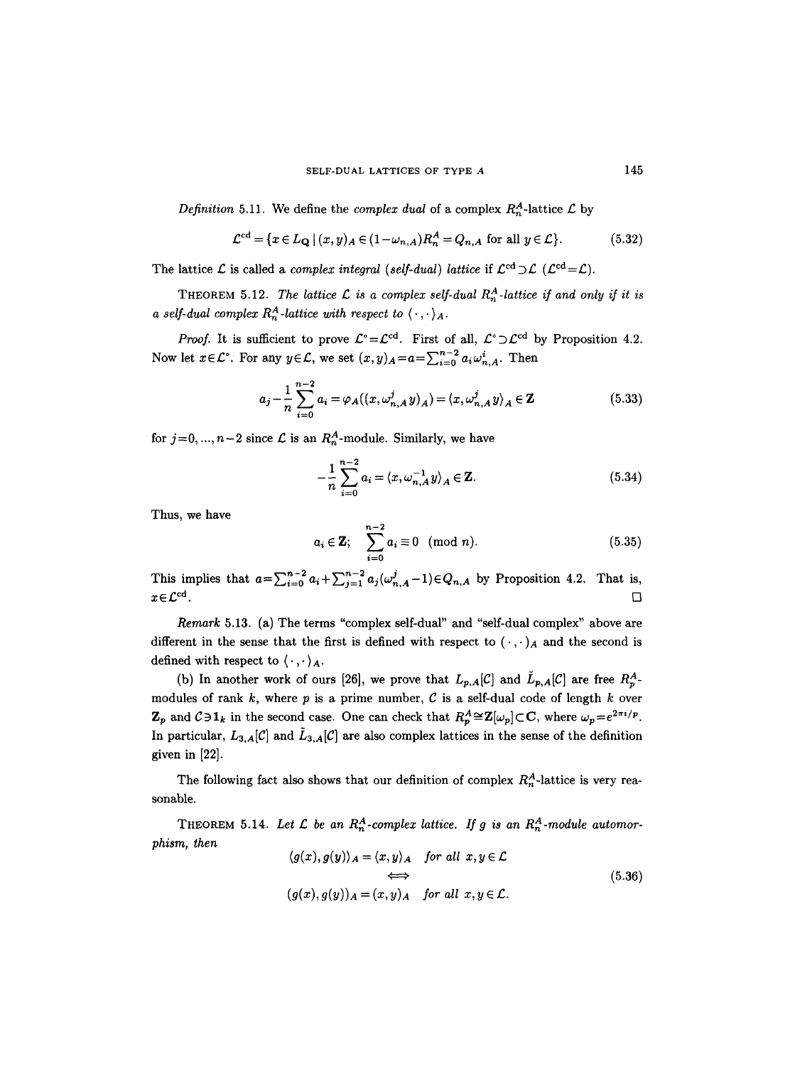*Definition* 5.11. We define the *complex dual* of a complex $R_n^A$-lattice $\mathcal{L}$ by

$$\mathcal{L}^{\mathrm{cd}} = \{x \in L_{\mathbf{Q}} \mid (x,y)_A \in (1-\omega_{n,A})R_n^A = Q_{n,A} \text{ for all } y \in \mathcal{L}\}. \tag{5.32}$$

The lattice $\mathcal{L}$ is called a *complex integral (self-dual) lattice* if $\mathcal{L}^{\mathrm{cd}} \supset \mathcal{L}$ ($\mathcal{L}^{\mathrm{cd}} = \mathcal{L}$).

THEOREM 5.12. *The lattice $\mathcal{L}$ is a complex self-dual $R_n^A$-lattice if and only if it is a self-dual complex $R_n^A$-lattice with respect to $\langle\cdot,\cdot\rangle_A$.*

*Proof.* It is sufficient to prove $\mathcal{L}^\circ = \mathcal{L}^{\mathrm{cd}}$. First of all, $\mathcal{L}^\circ \supset \mathcal{L}^{\mathrm{cd}}$ by Proposition 4.2. Now let $x \in \mathcal{L}^\circ$. For any $y \in \mathcal{L}$, we set $(x,y)_A = a = \sum_{i=0}^{n-2} a_i \omega_{n,A}^i$. Then

$$a_j - \frac{1}{n}\sum_{i=0}^{n-2} a_i = \varphi_A((x, \omega_{n,A}^j y)_A) = \langle x, \omega_{n,A}^j y\rangle_A \in \mathbf{Z} \tag{5.33}$$

for $j = 0, \dots, n-2$ since $\mathcal{L}$ is an $R_n^A$-module. Similarly, we have

$$-\frac{1}{n}\sum_{i=0}^{n-2} a_i = \langle x, \omega_{n,A}^{-1} y\rangle_A \in \mathbf{Z}. \tag{5.34}$$

Thus, we have

$$a_i \in \mathbf{Z}; \quad \sum_{i=0}^{n-2} a_i \equiv 0 \pmod n. \tag{5.35}$$

This implies that $a = \sum_{i=0}^{n-2} a_i + \sum_{j=1}^{n-2} a_j(\omega_{n,A}^j - 1) \in Q_{n,A}$ by Proposition 4.2. That is, $x \in \mathcal{L}^{\mathrm{cd}}$. □

*Remark* 5.13. (a) The terms "complex self-dual" and "self-dual complex" above are different in the sense that the first is defined with respect to $(\cdot,\cdot)_A$ and the second is defined with respect to $\langle\cdot,\cdot\rangle_A$.

(b) In another work of ours [26], we prove that $L_{p,A}[\mathcal{C}]$ and $\tilde{L}_{p,A}[\mathcal{C}]$ are free $R_p^A$-modules of rank $k$, where $p$ is a prime number, $\mathcal{C}$ is a self-dual code of length $k$ over $\mathbf{Z}_p$ and $\mathcal{C} \ni \mathbf{1}_k$ in the second case. One can check that $R_p^A \cong \mathbf{Z}[\omega_p] \subset \mathbf{C}$, where $\omega_p = e^{2\pi i/p}$. In particular, $L_{3,A}[\mathcal{C}]$ and $\tilde{L}_{3,A}[\mathcal{C}]$ are also complex lattices in the sense of the definition given in [22].

The following fact also shows that our definition of complex $R_n^A$-lattice is very reasonable.

THEOREM 5.14. *Let $\mathcal{L}$ be an $R_n^A$-complex lattice. If $g$ is an $R_n^A$-module automorphism, then*

$$\begin{gathered}\langle g(x), g(y)\rangle_A = \langle x,y\rangle_A \quad \text{for all } x,y \in \mathcal{L} \\ \Longleftrightarrow \\ (g(x), g(y))_A = (x,y)_A \quad \text{for all } x,y \in \mathcal{L}.\end{gathered} \tag{5.36}$$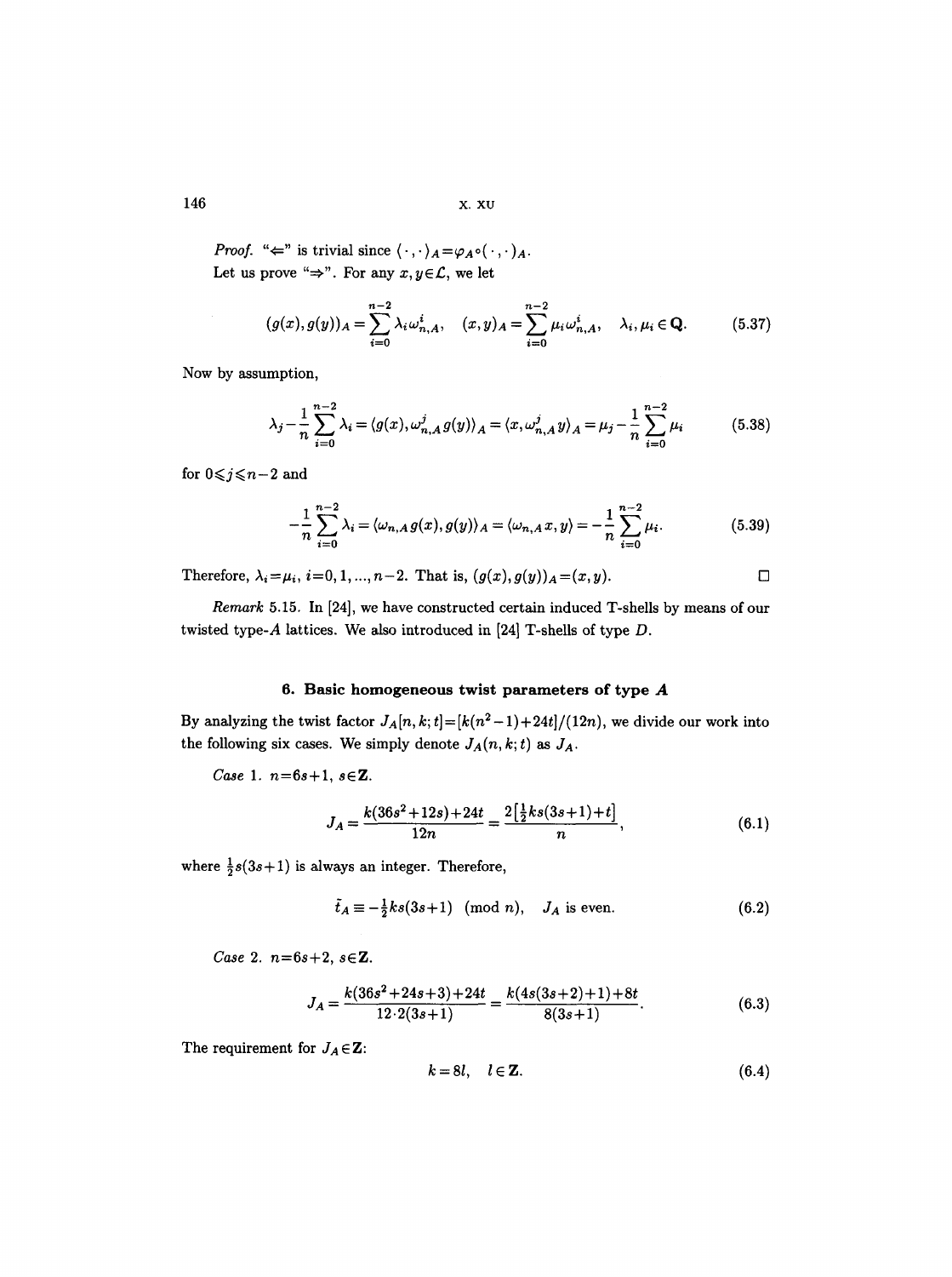*Proof.* "$\Leftarrow$" is trivial since $\langle\cdot,\cdot\rangle_A=\varphi_A\circ(\cdot,\cdot)_A$.

Let us prove "$\Rightarrow$". For any $x,y\in\mathcal{L}$, we let

$$(g(x),g(y))_A=\sum_{i=0}^{n-2}\lambda_i\omega_{n,A}^i,\quad (x,y)_A=\sum_{i=0}^{n-2}\mu_i\omega_{n,A}^i,\quad \lambda_i,\mu_i\in\mathbf{Q}. \tag{5.37}$$

Now by assumption,

$$\lambda_j-\frac{1}{n}\sum_{i=0}^{n-2}\lambda_i=\langle g(x),\omega_{n,A}^j g(y)\rangle_A=\langle x,\omega_{n,A}^j y\rangle_A=\mu_j-\frac{1}{n}\sum_{i=0}^{n-2}\mu_i \tag{5.38}$$

for $0\leqslant j\leqslant n-2$ and

$$-\frac{1}{n}\sum_{i=0}^{n-2}\lambda_i=\langle\omega_{n,A}g(x),g(y)\rangle_A=\langle\omega_{n,A}x,y\rangle=-\frac{1}{n}\sum_{i=0}^{n-2}\mu_i. \tag{5.39}$$

Therefore, $\lambda_i=\mu_i$, $i=0,1,\dots,n-2$. That is, $(g(x),g(y))_A=(x,y)$. $\square$

*Remark* 5.15. In [24], we have constructed certain induced T-shells by means of our twisted type-$A$ lattices. We also introduced in [24] T-shells of type $D$.

## 6. Basic homogeneous twist parameters of type $A$

By analyzing the twist factor $J_A[n,k;t]=[k(n^2-1)+24t]/(12n)$, we divide our work into the following six cases. We simply denote $J_A(n,k;t)$ as $J_A$.

*Case* 1. $n=6s+1$, $s\in\mathbf{Z}$.

$$J_A=\frac{k(36s^2+12s)+24t}{12n}=\frac{2\left[\frac{1}{2}ks(3s+1)+t\right]}{n}, \tag{6.1}$$

where $\frac{1}{2}s(3s+1)$ is always an integer. Therefore,

$$\tilde{t}_A\equiv-\tfrac{1}{2}ks(3s+1)\pmod{n},\quad J_A\text{ is even}. \tag{6.2}$$

*Case* 2. $n=6s+2$, $s\in\mathbf{Z}$.

$$J_A=\frac{k(36s^2+24s+3)+24t}{12\cdot 2(3s+1)}=\frac{k(4s(3s+2)+1)+8t}{8(3s+1)}. \tag{6.3}$$

The requirement for $J_A\in\mathbf{Z}$:

$$k=8l,\quad l\in\mathbf{Z}. \tag{6.4}$$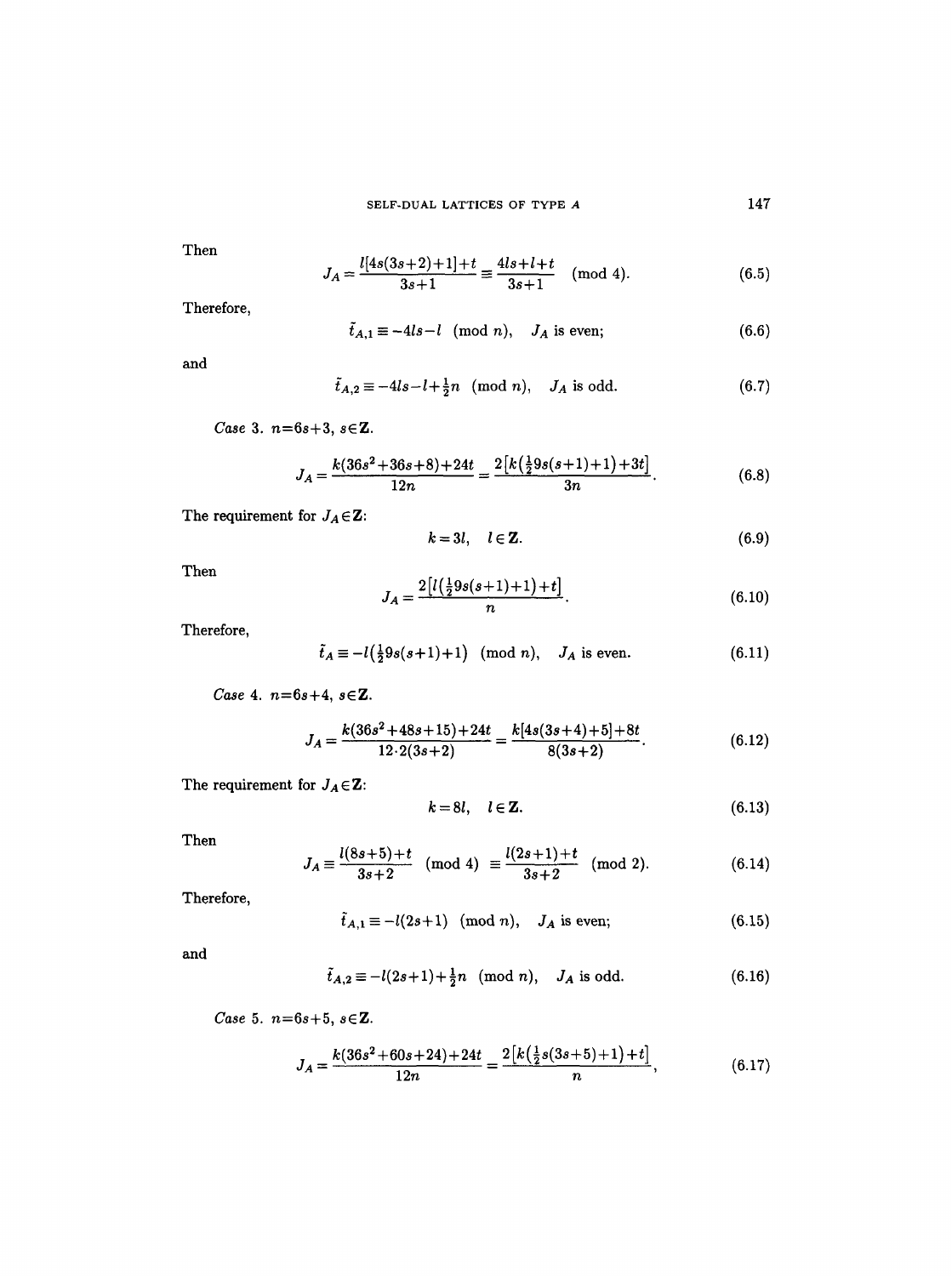Then

$$J_A = \frac{l[4s(3s+2)+1]+t}{3s+1} \equiv \frac{4ls+l+t}{3s+1} \pmod 4. \tag{6.5}$$

Therefore,

$$\tilde{t}_{A,1} \equiv -4ls-l \pmod n, \quad J_A \text{ is even;} \tag{6.6}$$

and

$$\tilde{t}_{A,2} \equiv -4ls-l+\tfrac{1}{2}n \pmod n, \quad J_A \text{ is odd.} \tag{6.7}$$

*Case* 3. $n=6s+3$, $s\in\mathbf{Z}$.

$$J_A = \frac{k(36s^2+36s+8)+24t}{12n} = \frac{2\left[k\left(\frac{1}{2}9s(s+1)+1\right)+3t\right]}{3n}. \tag{6.8}$$

The requirement for $J_A \in \mathbf{Z}$:

$$k=3l, \quad l\in\mathbf{Z}. \tag{6.9}$$

Then

$$J_A = \frac{2\left[l\left(\frac{1}{2}9s(s+1)+1\right)+t\right]}{n}. \tag{6.10}$$

Therefore,

$$\tilde{t}_A \equiv -l\left(\tfrac{1}{2}9s(s+1)+1\right) \pmod n, \quad J_A \text{ is even.} \tag{6.11}$$

*Case* 4. $n=6s+4$, $s\in\mathbf{Z}$.

$$J_A = \frac{k(36s^2+48s+15)+24t}{12\cdot 2(3s+2)} = \frac{k[4s(3s+4)+5]+8t}{8(3s+2)}. \tag{6.12}$$

The requirement for $J_A \in \mathbf{Z}$:

$$k=8l, \quad l\in\mathbf{Z}. \tag{6.13}$$

Then

$$J_A \equiv \frac{l(8s+5)+t}{3s+2} \pmod 4 \equiv \frac{l(2s+1)+t}{3s+2} \pmod 2. \tag{6.14}$$

Therefore,

$$\tilde{t}_{A,1} \equiv -l(2s+1) \pmod n, \quad J_A \text{ is even;} \tag{6.15}$$

and

$$\tilde{t}_{A,2} \equiv -l(2s+1)+\tfrac{1}{2}n \pmod n, \quad J_A \text{ is odd.} \tag{6.16}$$

*Case* 5. $n=6s+5$, $s\in\mathbf{Z}$.

$$J_A = \frac{k(36s^2+60s+24)+24t}{12n} = \frac{2\left[k\left(\frac{1}{2}s(3s+5)+1\right)+t\right]}{n}, \tag{6.17}$$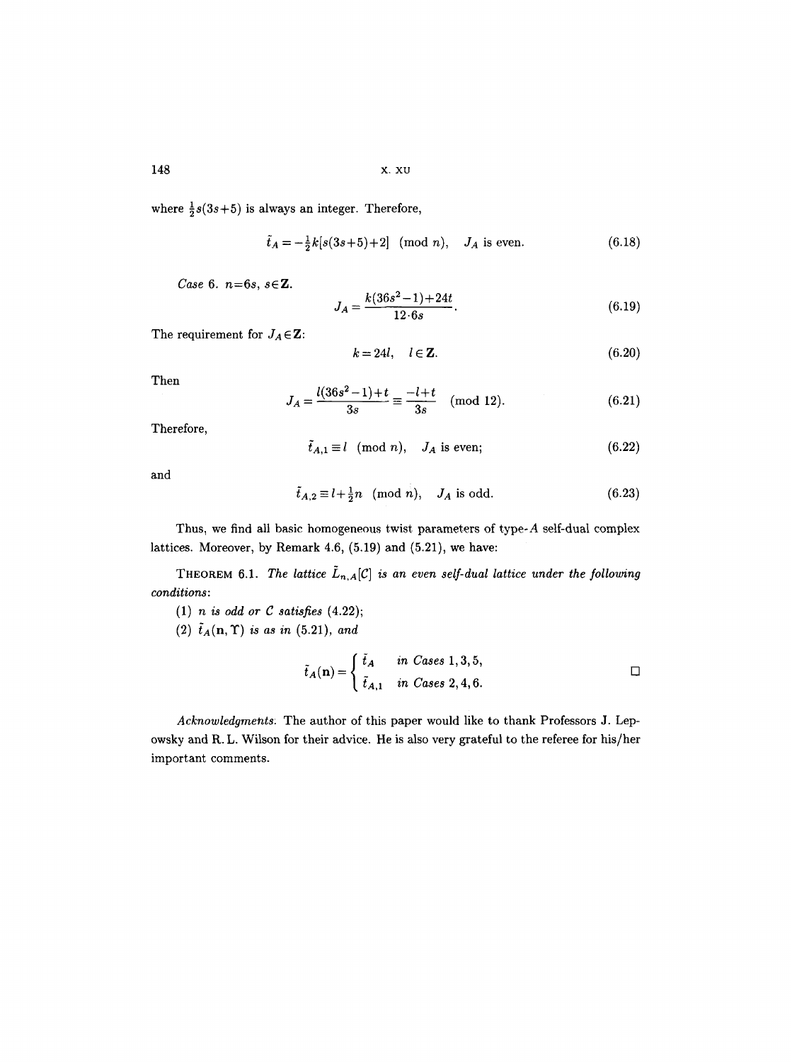where $\frac{1}{2}s(3s+5)$ is always an integer. Therefore,

$$\tilde{t}_A = -\tfrac{1}{2}k[s(3s+5)+2] \pmod{n}, \quad J_A \text{ is even.} \tag{6.18}$$

*Case* 6. $n=6s$, $s\in\mathbf{Z}$.

$$J_A = \frac{k(36s^2-1)+24t}{12\cdot 6s}. \tag{6.19}$$

The requirement for $J_A\in\mathbf{Z}$:

$$k = 24l, \quad l\in\mathbf{Z}. \tag{6.20}$$

Then

$$J_A = \frac{l(36s^2-1)+t}{3s} \equiv \frac{-l+t}{3s} \pmod{12}. \tag{6.21}$$

Therefore,

$$\tilde{t}_{A,1} \equiv l \pmod{n}, \quad J_A \text{ is even;} \tag{6.22}$$

and

$$\tilde{t}_{A,2} \equiv l+\tfrac{1}{2}n \pmod{n}, \quad J_A \text{ is odd.} \tag{6.23}$$

Thus, we find all basic homogeneous twist parameters of type-$A$ self-dual complex lattices. Moreover, by Remark 4.6, (5.19) and (5.21), we have:

THEOREM 6.1. *The lattice $\tilde{L}_{n,A}[\mathcal{C}]$ is an even self-dual lattice under the following conditions:*

(1) *$n$ is odd or $\mathcal{C}$ satisfies* (4.22);

(2) *$\tilde{t}_A(\mathbf{n},\Upsilon)$ is as in* (5.21), *and*

$$\tilde{t}_A(\mathbf{n}) = \begin{cases} \tilde{t}_A & \text{in Cases } 1,3,5, \\ \tilde{t}_{A,1} & \text{in Cases } 2,4,6. \end{cases}$$

□

*Acknowledgments.* The author of this paper would like to thank Professors J. Lepowsky and R. L. Wilson for their advice. He is also very grateful to the referee for his/her important comments.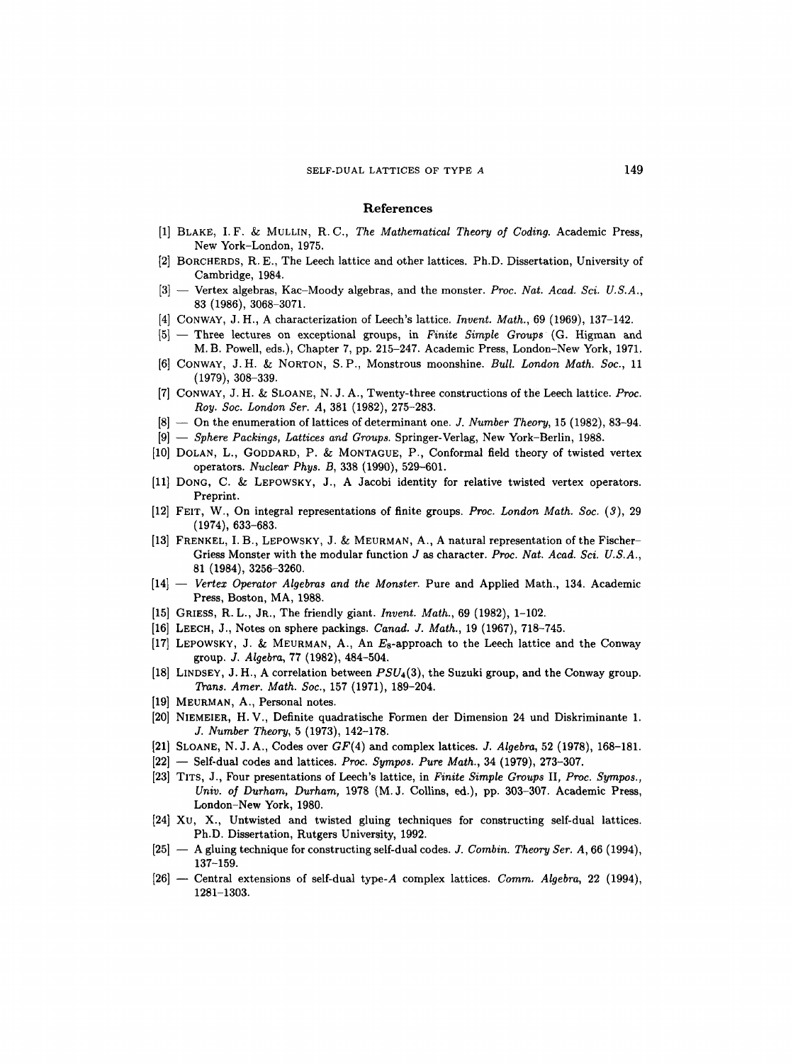## References

[1] BLAKE, I. F. & MULLIN, R. C., *The Mathematical Theory of Coding*. Academic Press, New York–London, 1975.

[2] BORCHERDS, R. E., The Leech lattice and other lattices. Ph.D. Dissertation, University of Cambridge, 1984.

[3] — Vertex algebras, Kac–Moody algebras, and the monster. *Proc. Nat. Acad. Sci. U.S.A.*, 83 (1986), 3068–3071.

[4] CONWAY, J. H., A characterization of Leech's lattice. *Invent. Math.*, 69 (1969), 137–142.

[5] — Three lectures on exceptional groups, in *Finite Simple Groups* (G. Higman and M. B. Powell, eds.), Chapter 7, pp. 215–247. Academic Press, London–New York, 1971.

[6] CONWAY, J. H. & NORTON, S. P., Monstrous moonshine. *Bull. London Math. Soc.*, 11 (1979), 308–339.

[7] CONWAY, J. H. & SLOANE, N. J. A., Twenty-three constructions of the Leech lattice. *Proc. Roy. Soc. London Ser. A*, 381 (1982), 275–283.

[8] — On the enumeration of lattices of determinant one. *J. Number Theory*, 15 (1982), 83–94.

[9] — *Sphere Packings, Lattices and Groups*. Springer-Verlag, New York–Berlin, 1988.

[10] DOLAN, L., GODDARD, P. & MONTAGUE, P., Conformal field theory of twisted vertex operators. *Nuclear Phys. B*, 338 (1990), 529–601.

[11] DONG, C. & LEPOWSKY, J., A Jacobi identity for relative twisted vertex operators. Preprint.

[12] FEIT, W., On integral representations of finite groups. *Proc. London Math. Soc. (3)*, 29 (1974), 633–683.

[13] FRENKEL, I. B., LEPOWSKY, J. & MEURMAN, A., A natural representation of the Fischer–Griess Monster with the modular function $J$ as character. *Proc. Nat. Acad. Sci. U.S.A.*, 81 (1984), 3256–3260.

[14] — *Vertex Operator Algebras and the Monster*. Pure and Applied Math., 134. Academic Press, Boston, MA, 1988.

[15] GRIESS, R. L., JR., The friendly giant. *Invent. Math.*, 69 (1982), 1–102.

[16] LEECH, J., Notes on sphere packings. *Canad. J. Math.*, 19 (1967), 718–745.

[17] LEPOWSKY, J. & MEURMAN, A., An $E_8$-approach to the Leech lattice and the Conway group. *J. Algebra*, 77 (1982), 484–504.

[18] LINDSEY, J. H., A correlation between $PSU_4(3)$, the Suzuki group, and the Conway group. *Trans. Amer. Math. Soc.*, 157 (1971), 189–204.

[19] MEURMAN, A., Personal notes.

[20] NIEMEIER, H. V., Definite quadratische Formen der Dimension 24 und Diskriminante 1. *J. Number Theory*, 5 (1973), 142–178.

[21] SLOANE, N. J. A., Codes over $GF(4)$ and complex lattices. *J. Algebra*, 52 (1978), 168–181.

[22] — Self-dual codes and lattices. *Proc. Sympos. Pure Math.*, 34 (1979), 273–307.

[23] TITS, J., Four presentations of Leech's lattice, in *Finite Simple Groups II, Proc. Sympos., Univ. of Durham, Durham,* 1978 (M. J. Collins, ed.), pp. 303–307. Academic Press, London–New York, 1980.

[24] XU, X., Untwisted and twisted gluing techniques for constructing self-dual lattices. Ph.D. Dissertation, Rutgers University, 1992.

[25] — A gluing technique for constructing self-dual codes. *J. Combin. Theory Ser. A*, 66 (1994), 137–159.

[26] — Central extensions of self-dual type-$A$ complex lattices. *Comm. Algebra*, 22 (1994), 1281–1303.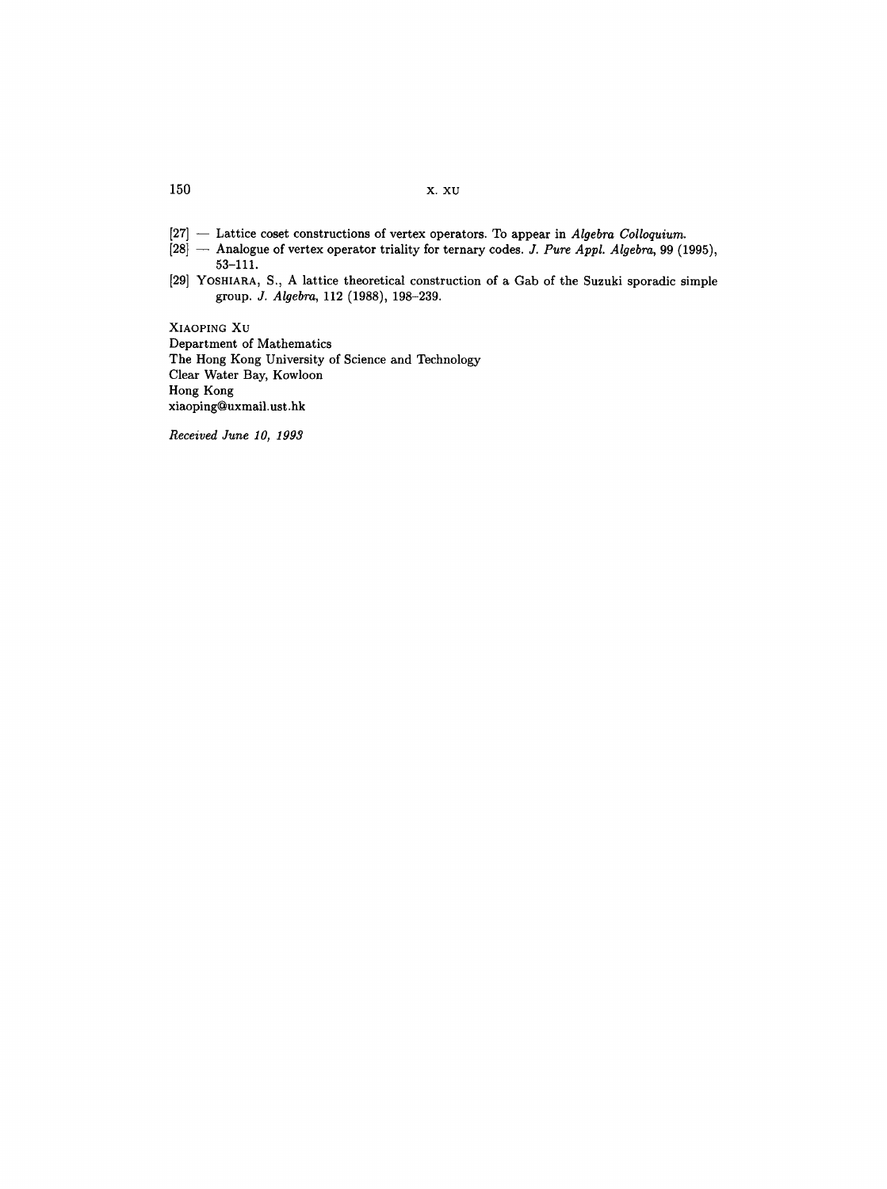[27] — Lattice coset constructions of vertex operators. To appear in *Algebra Colloquium.*

[28] — Analogue of vertex operator triality for ternary codes. *J. Pure Appl. Algebra*, 99 (1995), 53–111.

[29] YOSHIARA, S., A lattice theoretical construction of a Gab of the Suzuki sporadic simple group. *J. Algebra*, 112 (1988), 198–239.

XIAOPING XU
Department of Mathematics
The Hong Kong University of Science and Technology
Clear Water Bay, Kowloon
Hong Kong
xiaoping@uxmail.ust.hk

*Received June 10, 1993*